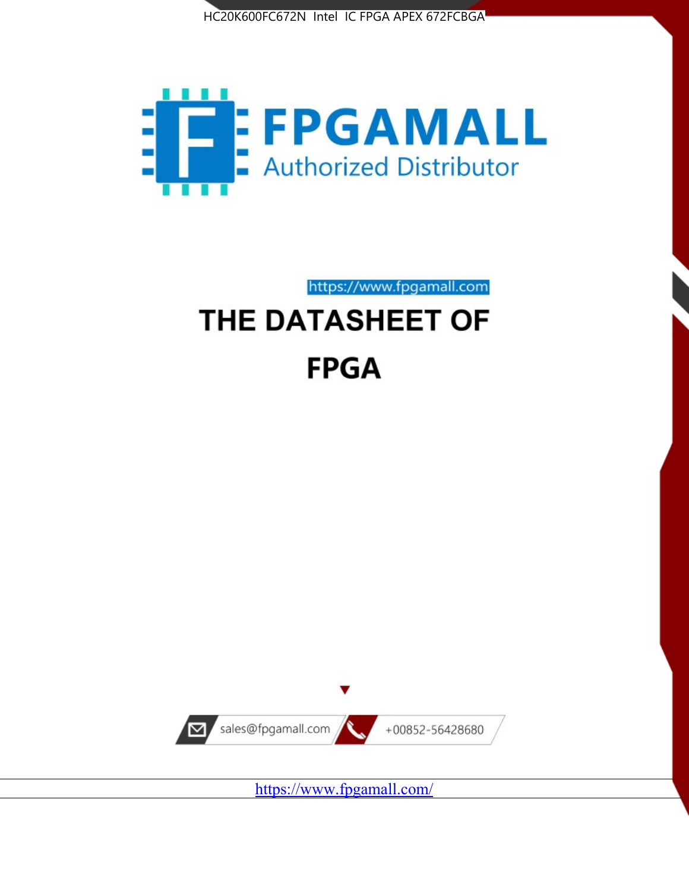HC20K600FC672N Intel IC FPGA APEX 672FCBGA

# FPGAMALL

Authorized Distributor

https://www.fpgamall.com

# THE DATASHEET OF

# FPGA

sales@fpgamall.com

+00852-56428680

https://www.fpgamall.com/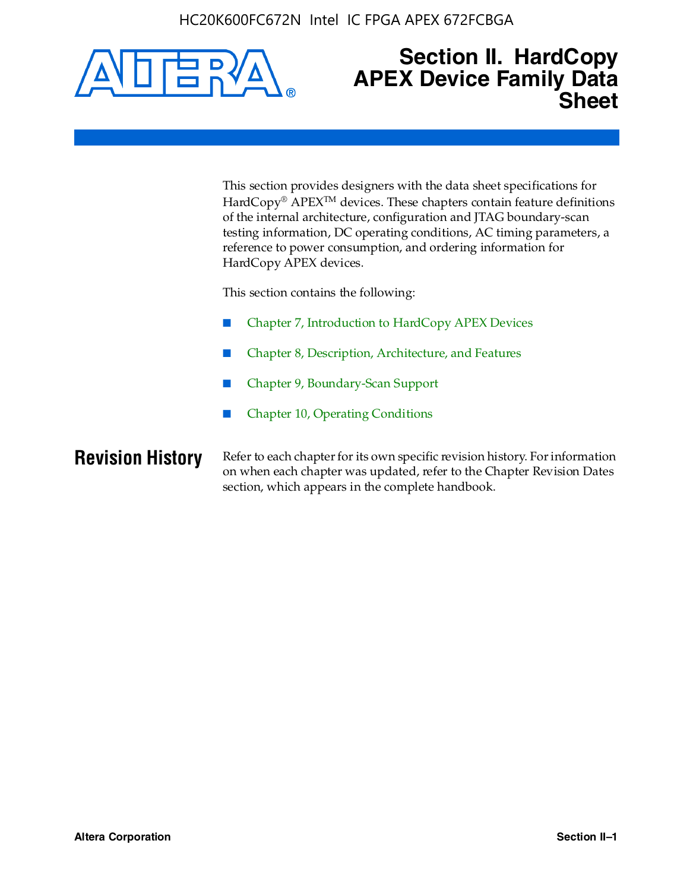# Section II. HardCopy APEX Device Family Data Sheet

This section provides designers with the data sheet specifications for HardCopy® APEX™ devices. These chapters contain feature definitions of the internal architecture, configuration and JTAG boundary-scan testing information, DC operating conditions, AC timing parameters, a reference to power consumption, and ordering information for HardCopy APEX devices.

This section contains the following:

- Chapter 7, Introduction to HardCopy APEX Devices
- Chapter 8, Description, Architecture, and Features
- Chapter 9, Boundary-Scan Support
- Chapter 10, Operating Conditions

## Revision History

Refer to each chapter for its own specific revision history. For information on when each chapter was updated, refer to the Chapter Revision Dates section, which appears in the complete handbook.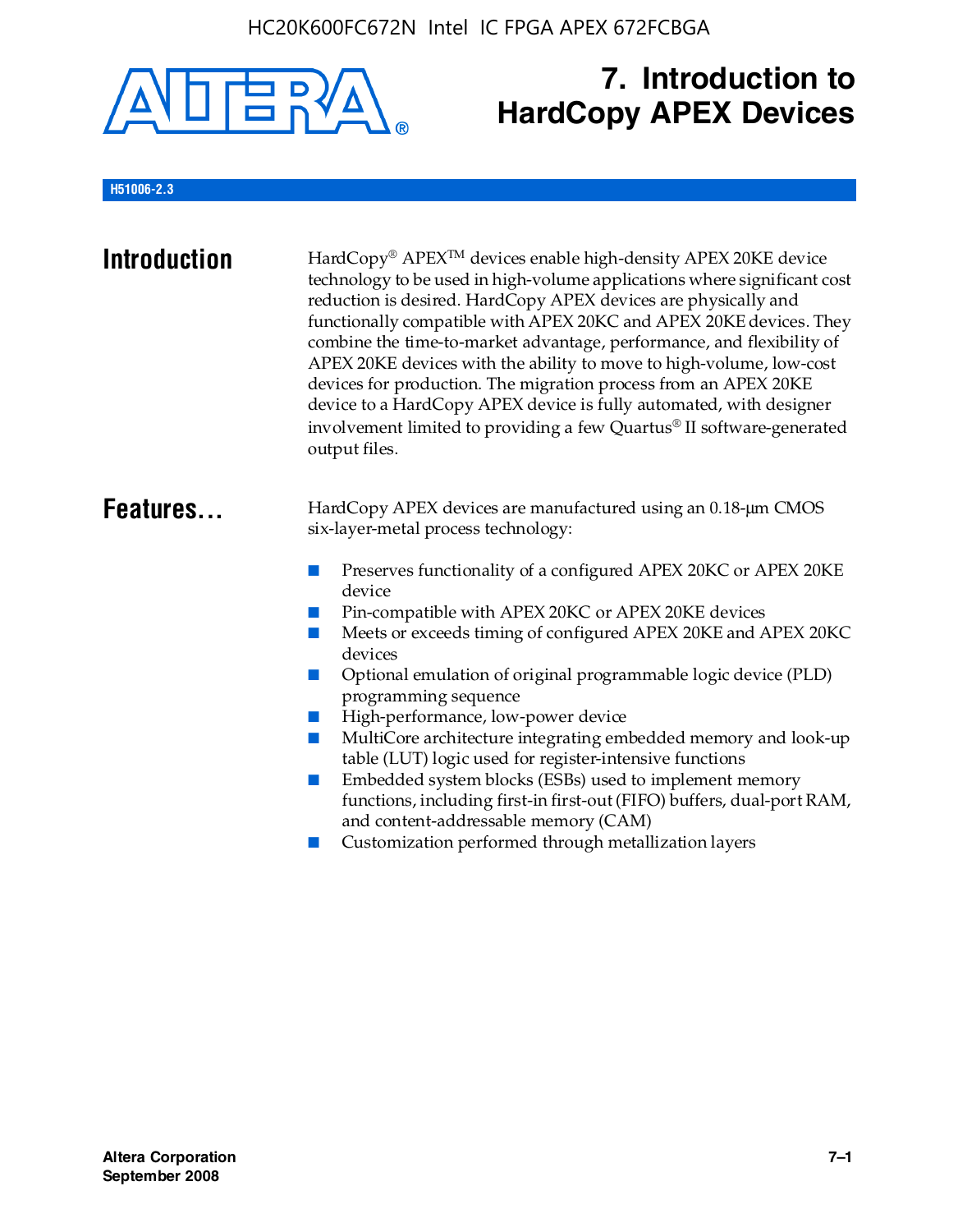# 7. Introduction to HardCopy APEX Devices

**H51006-2.3**

## Introduction

HardCopy® APEX™ devices enable high-density APEX 20KE device technology to be used in high-volume applications where significant cost reduction is desired. HardCopy APEX devices are physically and functionally compatible with APEX 20KC and APEX 20KE devices. They combine the time-to-market advantage, performance, and flexibility of APEX 20KE devices with the ability to move to high-volume, low-cost devices for production. The migration process from an APEX 20KE device to a HardCopy APEX device is fully automated, with designer involvement limited to providing a few Quartus® II software-generated output files.

## Features...

HardCopy APEX devices are manufactured using an 0.18-μm CMOS six-layer-metal process technology:

- Preserves functionality of a configured APEX 20KC or APEX 20KE device
- Pin-compatible with APEX 20KC or APEX 20KE devices
- Meets or exceeds timing of configured APEX 20KE and APEX 20KC devices
- Optional emulation of original programmable logic device (PLD) programming sequence
- High-performance, low-power device
- MultiCore architecture integrating embedded memory and look-up table (LUT) logic used for register-intensive functions
- Embedded system blocks (ESBs) used to implement memory functions, including first-in first-out (FIFO) buffers, dual-port RAM, and content-addressable memory (CAM)
- Customization performed through metallization layers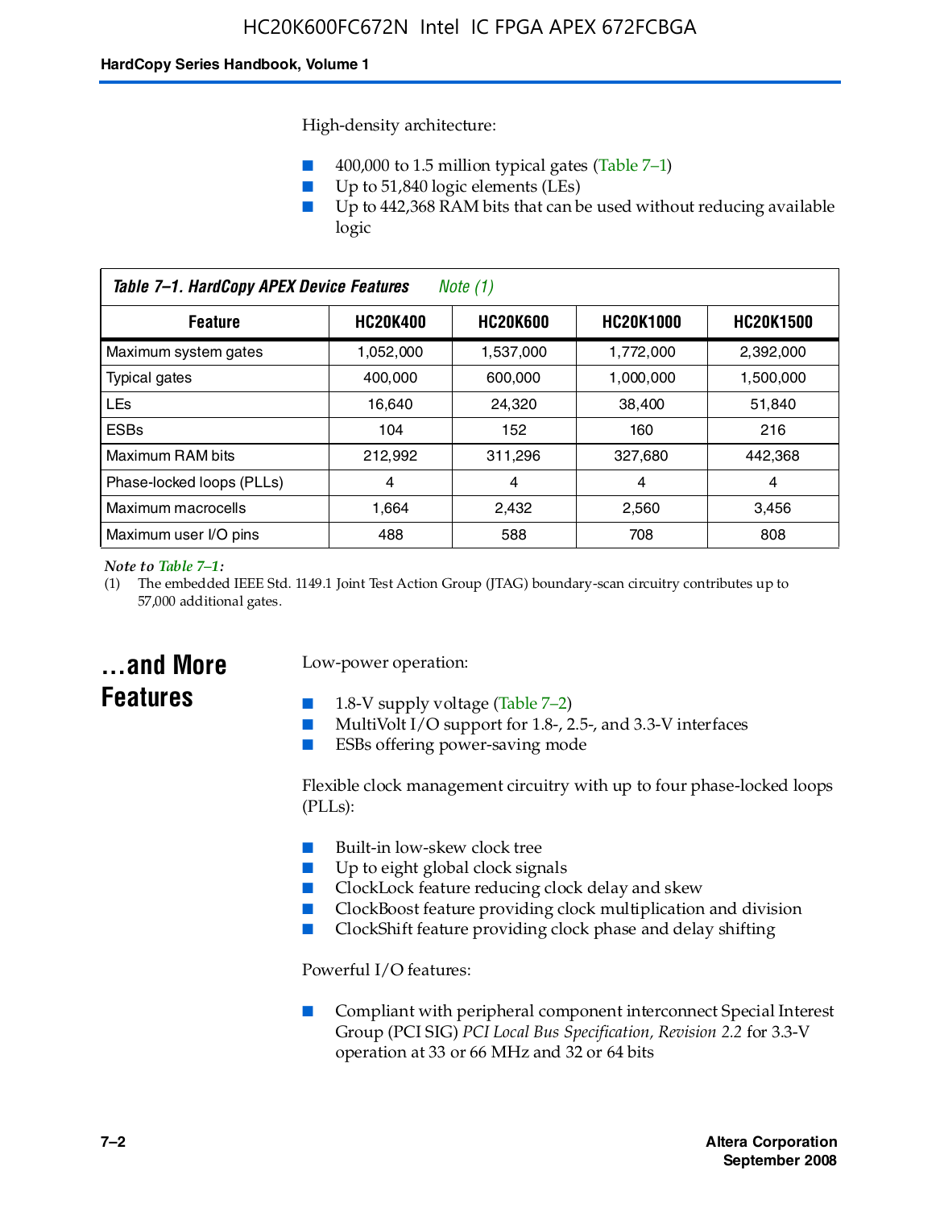High-density architecture:

- 400,000 to 1.5 million typical gates (Table 7–1)
- Up to 51,840 logic elements (LEs)
- Up to 442,368 RAM bits that can be used without reducing available logic

*Table 7–1. HardCopy APEX Device Features* *Note (1)*

| Feature | HC20K400 | HC20K600 | HC20K1000 | HC20K1500 |
|---|---|---|---|---|
| Maximum system gates | 1,052,000 | 1,537,000 | 1,772,000 | 2,392,000 |
| Typical gates | 400,000 | 600,000 | 1,000,000 | 1,500,000 |
| LEs | 16,640 | 24,320 | 38,400 | 51,840 |
| ESBs | 104 | 152 | 160 | 216 |
| Maximum RAM bits | 212,992 | 311,296 | 327,680 | 442,368 |
| Phase-locked loops (PLLs) | 4 | 4 | 4 | 4 |
| Maximum macrocells | 1,664 | 2,432 | 2,560 | 3,456 |
| Maximum user I/O pins | 488 | 588 | 708 | 808 |

*Note to Table 7–1:*
(1) The embedded IEEE Std. 1149.1 Joint Test Action Group (JTAG) boundary-scan circuitry contributes up to 57,000 additional gates.

## ...and More Features

Low-power operation:

- 1.8-V supply voltage (Table 7–2)
- MultiVolt I/O support for 1.8-, 2.5-, and 3.3-V interfaces
- ESBs offering power-saving mode

Flexible clock management circuitry with up to four phase-locked loops (PLLs):

- Built-in low-skew clock tree
- Up to eight global clock signals
- ClockLock feature reducing clock delay and skew
- ClockBoost feature providing clock multiplication and division
- ClockShift feature providing clock phase and delay shifting

Powerful I/O features:

- Compliant with peripheral component interconnect Special Interest Group (PCI SIG) *PCI Local Bus Specification, Revision 2.2* for 3.3-V operation at 33 or 66 MHz and 32 or 64 bits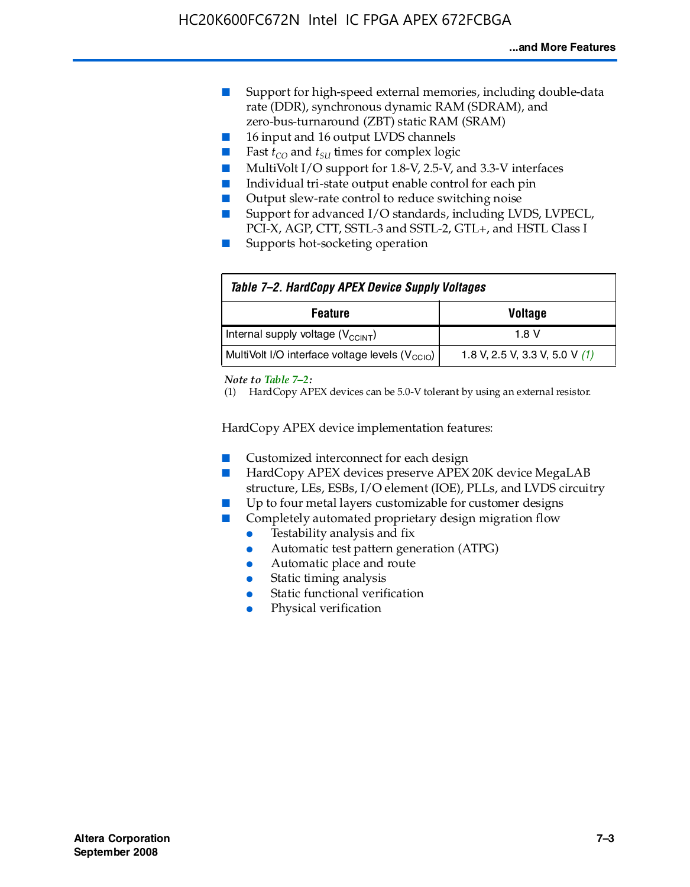- Support for high-speed external memories, including double-data rate (DDR), synchronous dynamic RAM (SDRAM), and zero-bus-turnaround (ZBT) static RAM (SRAM)
- 16 input and 16 output LVDS channels
- Fast $t_{CO}$ and $t_{SU}$ times for complex logic
- MultiVolt I/O support for 1.8-V, 2.5-V, and 3.3-V interfaces
- Individual tri-state output enable control for each pin
- Output slew-rate control to reduce switching noise
- Support for advanced I/O standards, including LVDS, LVPECL, PCI-X, AGP, CTT, SSTL-3 and SSTL-2, GTL+, and HSTL Class I
- Supports hot-socketing operation

**Table 7–2. HardCopy APEX Device Supply Voltages**

| Feature | Voltage |
|---|---|
| Internal supply voltage ($V_{CCINT}$) | 1.8 V |
| MultiVolt I/O interface voltage levels ($V_{CCIO}$) | 1.8 V, 2.5 V, 3.3 V, 5.0 V *(1)* |

*Note to Table 7–2:*
(1) HardCopy APEX devices can be 5.0-V tolerant by using an external resistor.

HardCopy APEX device implementation features:

- Customized interconnect for each design
- HardCopy APEX devices preserve APEX 20K device MegaLAB structure, LEs, ESBs, I/O element (IOE), PLLs, and LVDS circuitry
- Up to four metal layers customizable for customer designs
- Completely automated proprietary design migration flow
  - Testability analysis and fix
  - Automatic test pattern generation (ATPG)
  - Automatic place and route
  - Static timing analysis
  - Static functional verification
  - Physical verification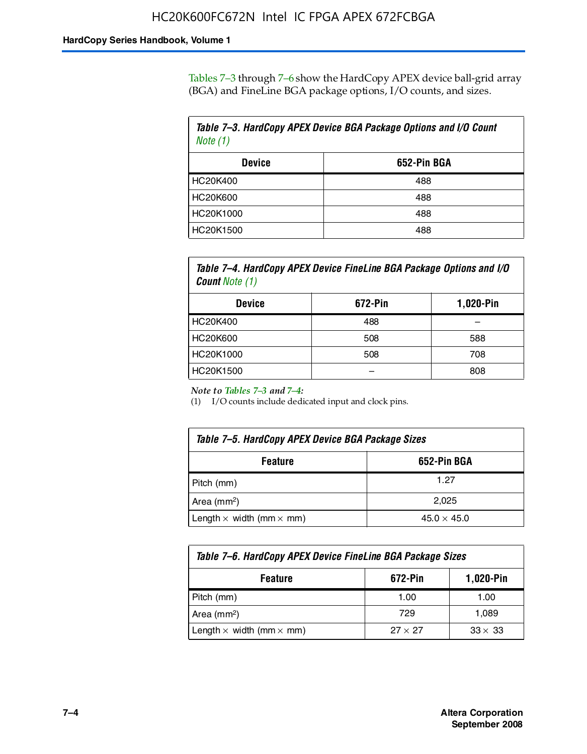Tables 7–3 through 7–6 show the HardCopy APEX device ball-grid array (BGA) and FineLine BGA package options, I/O counts, and sizes.

**Table 7–3. HardCopy APEX Device BGA Package Options and I/O Count** *Note (1)*

| Device | 652-Pin BGA |
|---|---|
| HC20K400 | 488 |
| HC20K600 | 488 |
| HC20K1000 | 488 |
| HC20K1500 | 488 |

**Table 7–4. HardCopy APEX Device FineLine BGA Package Options and I/O Count** *Note (1)*

| Device | 672-Pin | 1,020-Pin |
|---|---|---|
| HC20K400 | 488 | – |
| HC20K600 | 508 | 588 |
| HC20K1000 | 508 | 708 |
| HC20K1500 | – | 808 |

*Note to Tables 7–3 and 7–4:*

(1) I/O counts include dedicated input and clock pins.

**Table 7–5. HardCopy APEX Device BGA Package Sizes**

| Feature | 652-Pin BGA |
|---|---|
| Pitch (mm) | 1.27 |
| Area ($mm^2$) | 2,025 |
| Length × width (mm × mm) | 45.0 × 45.0 |

**Table 7–6. HardCopy APEX Device FineLine BGA Package Sizes**

| Feature | 672-Pin | 1,020-Pin |
|---|---|---|
| Pitch (mm) | 1.00 | 1.00 |
| Area ($mm^2$) | 729 | 1,089 |
| Length × width (mm × mm) | 27 × 27 | 33 × 33 |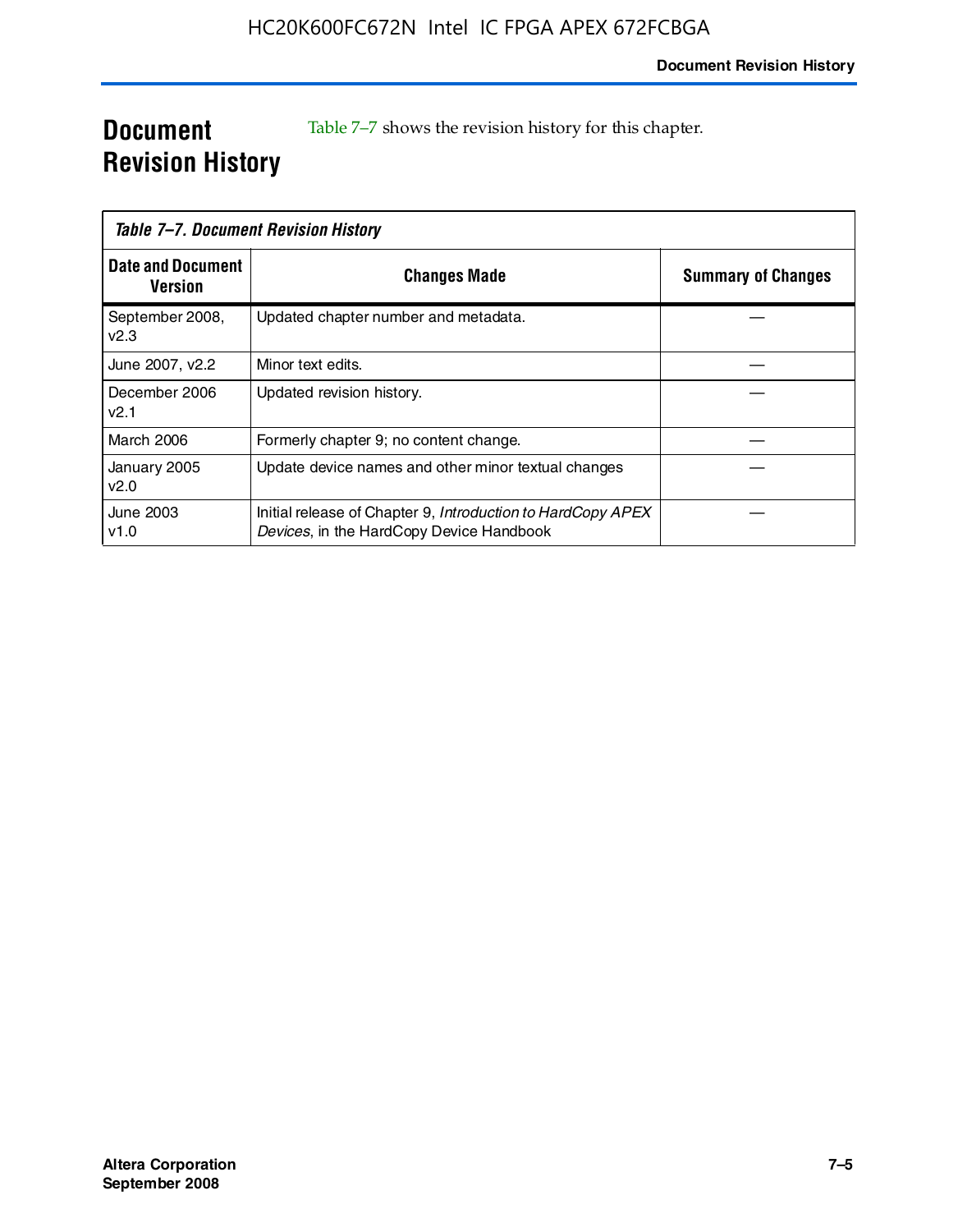# Document Revision History

Table 7–7 shows the revision history for this chapter.

*Table 7–7. Document Revision History*

| Date and Document Version | Changes Made | Summary of Changes |
|---|---|---|
| September 2008, v2.3 | Updated chapter number and metadata. | — |
| June 2007, v2.2 | Minor text edits. | — |
| December 2006 v2.1 | Updated revision history. | — |
| March 2006 | Formerly chapter 9; no content change. | — |
| January 2005 v2.0 | Update device names and other minor textual changes | — |
| June 2003 v1.0 | Initial release of Chapter 9, *Introduction to HardCopy APEX Devices*, in the HardCopy Device Handbook | — |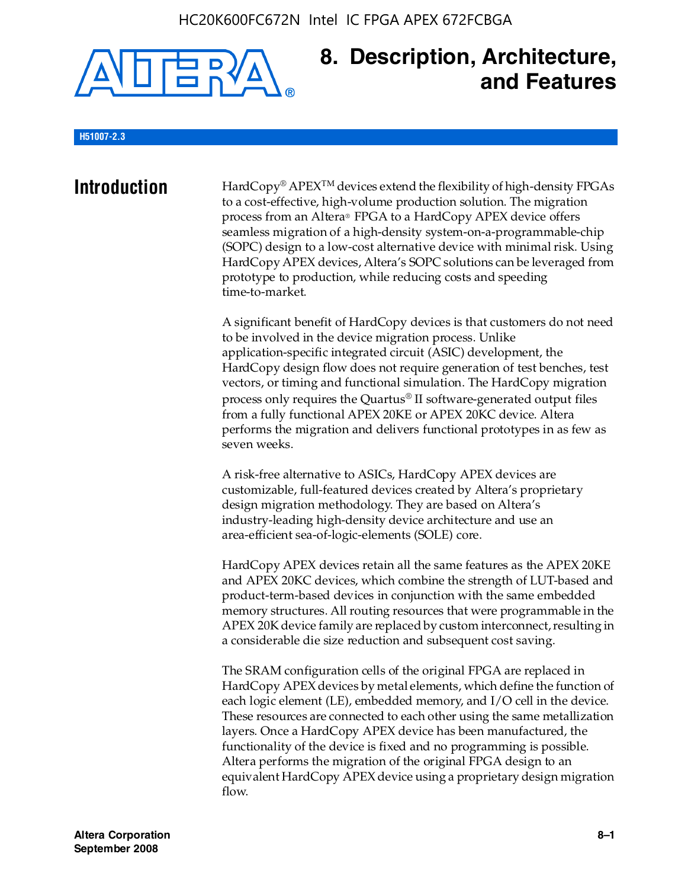# 8. Description, Architecture, and Features

H51007-2.3

## Introduction

HardCopy® APEX™ devices extend the flexibility of high-density FPGAs to a cost-effective, high-volume production solution. The migration process from an Altera® FPGA to a HardCopy APEX device offers seamless migration of a high-density system-on-a-programmable-chip (SOPC) design to a low-cost alternative device with minimal risk. Using HardCopy APEX devices, Altera's SOPC solutions can be leveraged from prototype to production, while reducing costs and speeding time-to-market.

A significant benefit of HardCopy devices is that customers do not need to be involved in the device migration process. Unlike application-specific integrated circuit (ASIC) development, the HardCopy design flow does not require generation of test benches, test vectors, or timing and functional simulation. The HardCopy migration process only requires the Quartus® II software-generated output files from a fully functional APEX 20KE or APEX 20KC device. Altera performs the migration and delivers functional prototypes in as few as seven weeks.

A risk-free alternative to ASICs, HardCopy APEX devices are customizable, full-featured devices created by Altera's proprietary design migration methodology. They are based on Altera's industry-leading high-density device architecture and use an area-efficient sea-of-logic-elements (SOLE) core.

HardCopy APEX devices retain all the same features as the APEX 20KE and APEX 20KC devices, which combine the strength of LUT-based and product-term-based devices in conjunction with the same embedded memory structures. All routing resources that were programmable in the APEX 20K device family are replaced by custom interconnect, resulting in a considerable die size reduction and subsequent cost saving.

The SRAM configuration cells of the original FPGA are replaced in HardCopy APEX devices by metal elements, which define the function of each logic element (LE), embedded memory, and I/O cell in the device. These resources are connected to each other using the same metallization layers. Once a HardCopy APEX device has been manufactured, the functionality of the device is fixed and no programming is possible. Altera performs the migration of the original FPGA design to an equivalent HardCopy APEX device using a proprietary design migration flow.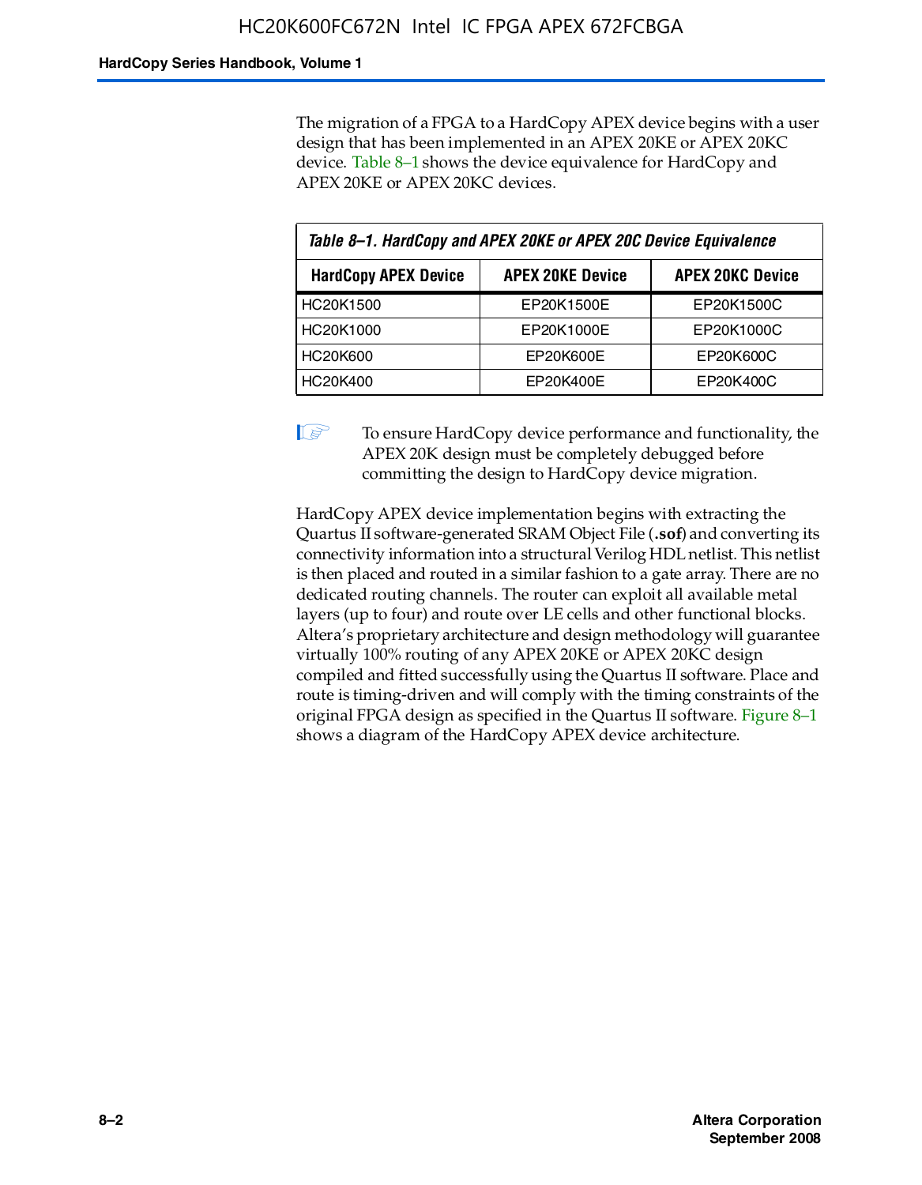The migration of a FPGA to a HardCopy APEX device begins with a user design that has been implemented in an APEX 20KE or APEX 20KC device. Table 8–1 shows the device equivalence for HardCopy and APEX 20KE or APEX 20KC devices.

*Table 8–1. HardCopy and APEX 20KE or APEX 20C Device Equivalence*

| HardCopy APEX Device | APEX 20KE Device | APEX 20KC Device |
|---|---|---|
| HC20K1500 | EP20K1500E | EP20K1500C |
| HC20K1000 | EP20K1000E | EP20K1000C |
| HC20K600 | EP20K600E | EP20K600C |
| HC20K400 | EP20K400E | EP20K400C |

To ensure HardCopy device performance and functionality, the APEX 20K design must be completely debugged before committing the design to HardCopy device migration.

HardCopy APEX device implementation begins with extracting the Quartus II software-generated SRAM Object File (**.sof**) and converting its connectivity information into a structural Verilog HDL netlist. This netlist is then placed and routed in a similar fashion to a gate array. There are no dedicated routing channels. The router can exploit all available metal layers (up to four) and route over LE cells and other functional blocks. Altera's proprietary architecture and design methodology will guarantee virtually 100% routing of any APEX 20KE or APEX 20KC design compiled and fitted successfully using the Quartus II software. Place and route is timing-driven and will comply with the timing constraints of the original FPGA design as specified in the Quartus II software. Figure 8–1 shows a diagram of the HardCopy APEX device architecture.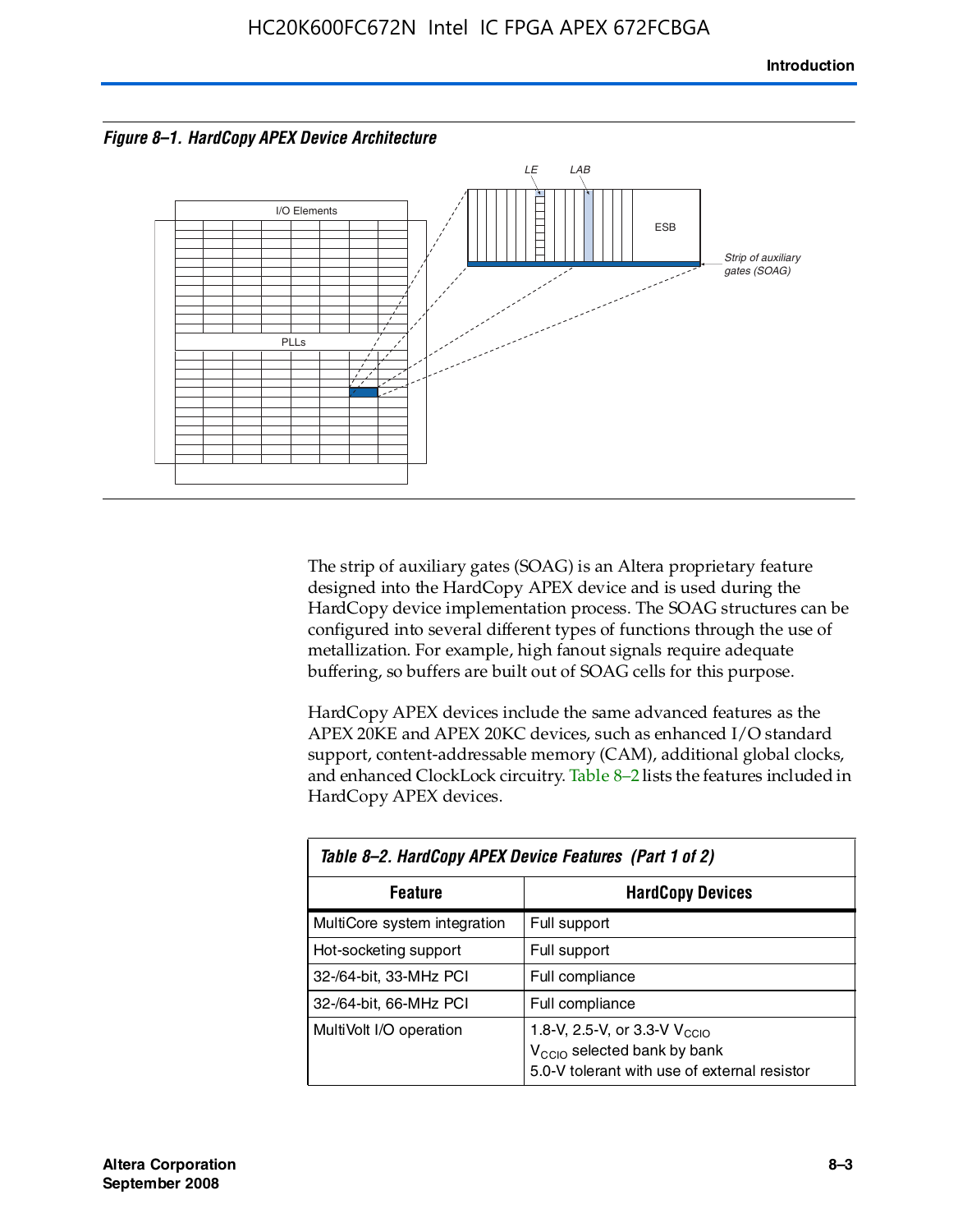*Figure 8–1. HardCopy APEX Device Architecture*

The strip of auxiliary gates (SOAG) is an Altera proprietary feature designed into the HardCopy APEX device and is used during the HardCopy device implementation process. The SOAG structures can be configured into several different types of functions through the use of metallization. For example, high fanout signals require adequate buffering, so buffers are built out of SOAG cells for this purpose.

HardCopy APEX devices include the same advanced features as the APEX 20KE and APEX 20KC devices, such as enhanced I/O standard support, content-addressable memory (CAM), additional global clocks, and enhanced ClockLock circuitry. Table 8–2 lists the features included in HardCopy APEX devices.

*Table 8–2. HardCopy APEX Device Features (Part 1 of 2)*

| Feature | HardCopy Devices |
|---|---|
| MultiCore system integration | Full support |
| Hot-socketing support | Full support |
| 32-/64-bit, 33-MHz PCI | Full compliance |
| 32-/64-bit, 66-MHz PCI | Full compliance |
| MultiVolt I/O operation | 1.8-V, 2.5-V, or 3.3-V $V_{CCIO}$<br>$V_{CCIO}$ selected bank by bank<br>5.0-V tolerant with use of external resistor |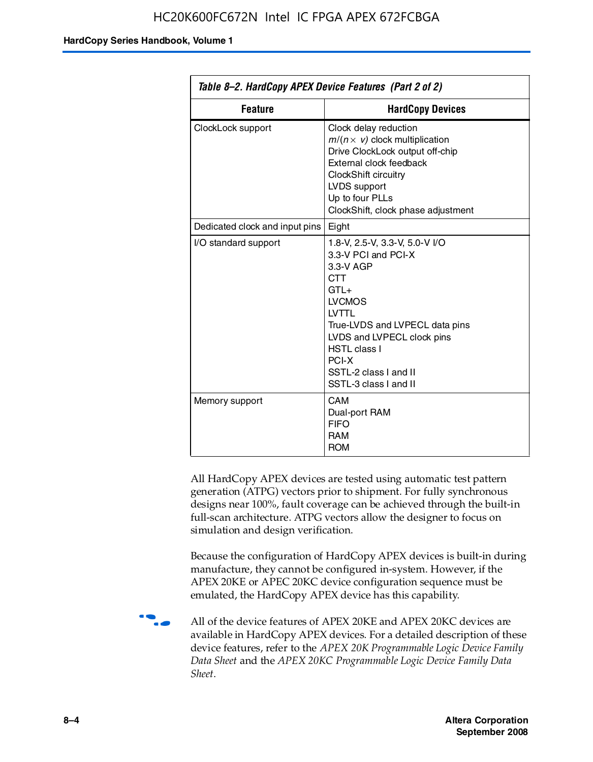**Table 8–2. HardCopy APEX Device Features (Part 2 of 2)**

| Feature | HardCopy Devices |
| --- | --- |
| ClockLock support | Clock delay reduction<br>$m/(n \times v)$ clock multiplication<br>Drive ClockLock output off-chip<br>External clock feedback<br>ClockShift circuitry<br>LVDS support<br>Up to four PLLs<br>ClockShift, clock phase adjustment |
| Dedicated clock and input pins | Eight |
| I/O standard support | 1.8-V, 2.5-V, 3.3-V, 5.0-V I/O<br>3.3-V PCI and PCI-X<br>3.3-V AGP<br>CTT<br>GTL+<br>LVCMOS<br>LVTTL<br>True-LVDS and LVPECL data pins<br>LVDS and LVPECL clock pins<br>HSTL class I<br>PCI-X<br>SSTL-2 class I and II<br>SSTL-3 class I and II |
| Memory support | CAM<br>Dual-port RAM<br>FIFO<br>RAM<br>ROM |

All HardCopy APEX devices are tested using automatic test pattern generation (ATPG) vectors prior to shipment. For fully synchronous designs near 100%, fault coverage can be achieved through the built-in full-scan architecture. ATPG vectors allow the designer to focus on simulation and design verification.

Because the configuration of HardCopy APEX devices is built-in during manufacture, they cannot be configured in-system. However, if the APEX 20KE or APEC 20KC device configuration sequence must be emulated, the HardCopy APEX device has this capability.

All of the device features of APEX 20KE and APEX 20KC devices are available in HardCopy APEX devices. For a detailed description of these device features, refer to the *APEX 20K Programmable Logic Device Family Data Sheet* and the *APEX 20KC Programmable Logic Device Family Data Sheet*.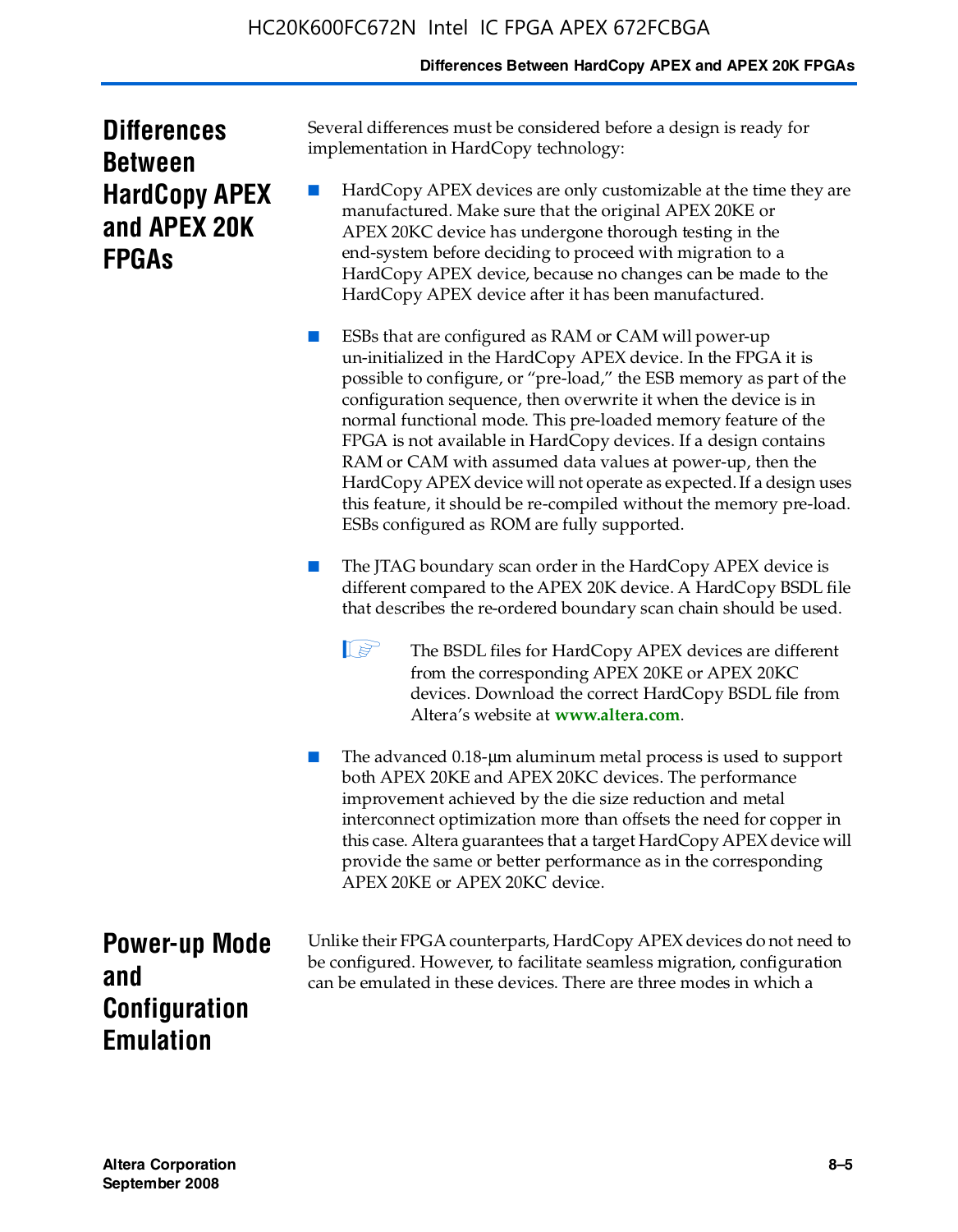## Differences Between HardCopy APEX and APEX 20K FPGAs

Several differences must be considered before a design is ready for implementation in HardCopy technology:

- HardCopy APEX devices are only customizable at the time they are manufactured. Make sure that the original APEX 20KE or APEX 20KC device has undergone thorough testing in the end-system before deciding to proceed with migration to a HardCopy APEX device, because no changes can be made to the HardCopy APEX device after it has been manufactured.

- ESBs that are configured as RAM or CAM will power-up un-initialized in the HardCopy APEX device. In the FPGA it is possible to configure, or "pre-load," the ESB memory as part of the configuration sequence, then overwrite it when the device is in normal functional mode. This pre-loaded memory feature of the FPGA is not available in HardCopy devices. If a design contains RAM or CAM with assumed data values at power-up, then the HardCopy APEX device will not operate as expected. If a design uses this feature, it should be re-compiled without the memory pre-load. ESBs configured as ROM are fully supported.

- The JTAG boundary scan order in the HardCopy APEX device is different compared to the APEX 20K device. A HardCopy BSDL file that describes the re-ordered boundary scan chain should be used.

  > The BSDL files for HardCopy APEX devices are different from the corresponding APEX 20KE or APEX 20KC devices. Download the correct HardCopy BSDL file from Altera's website at **www.altera.com**.

- The advanced 0.18-μm aluminum metal process is used to support both APEX 20KE and APEX 20KC devices. The performance improvement achieved by the die size reduction and metal interconnect optimization more than offsets the need for copper in this case. Altera guarantees that a target HardCopy APEX device will provide the same or better performance as in the corresponding APEX 20KE or APEX 20KC device.

## Power-up Mode and Configuration Emulation

Unlike their FPGA counterparts, HardCopy APEX devices do not need to be configured. However, to facilitate seamless migration, configuration can be emulated in these devices. There are three modes in which a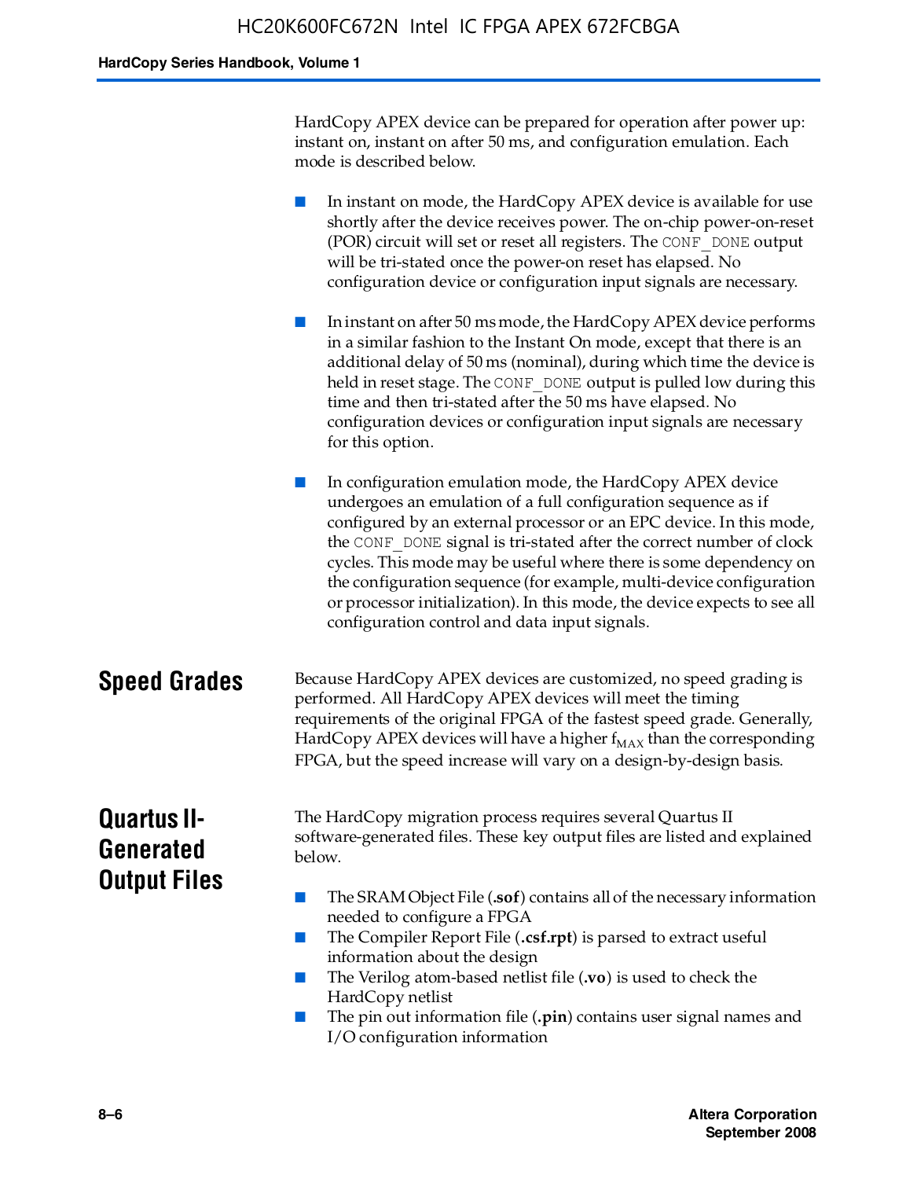HardCopy APEX device can be prepared for operation after power up: instant on, instant on after 50 ms, and configuration emulation. Each mode is described below.

- In instant on mode, the HardCopy APEX device is available for use shortly after the device receives power. The on-chip power-on-reset (POR) circuit will set or reset all registers. The `CONF_DONE` output will be tri-stated once the power-on reset has elapsed. No configuration device or configuration input signals are necessary.
- In instant on after 50 ms mode, the HardCopy APEX device performs in a similar fashion to the Instant On mode, except that there is an additional delay of 50 ms (nominal), during which time the device is held in reset stage. The `CONF_DONE` output is pulled low during this time and then tri-stated after the 50 ms have elapsed. No configuration devices or configuration input signals are necessary for this option.
- In configuration emulation mode, the HardCopy APEX device undergoes an emulation of a full configuration sequence as if configured by an external processor or an EPC device. In this mode, the `CONF_DONE` signal is tri-stated after the correct number of clock cycles. This mode may be useful where there is some dependency on the configuration sequence (for example, multi-device configuration or processor initialization). In this mode, the device expects to see all configuration control and data input signals.

## Speed Grades

Because HardCopy APEX devices are customized, no speed grading is performed. All HardCopy APEX devices will meet the timing requirements of the original FPGA of the fastest speed grade. Generally, HardCopy APEX devices will have a higher $f_{MAX}$ than the corresponding FPGA, but the speed increase will vary on a design-by-design basis.

## Quartus II-Generated Output Files

The HardCopy migration process requires several Quartus II software-generated files. These key output files are listed and explained below.

- The SRAM Object File (**.sof**) contains all of the necessary information needed to configure a FPGA
- The Compiler Report File (**.csf.rpt**) is parsed to extract useful information about the design
- The Verilog atom-based netlist file (**.vo**) is used to check the HardCopy netlist
- The pin out information file (**.pin**) contains user signal names and I/O configuration information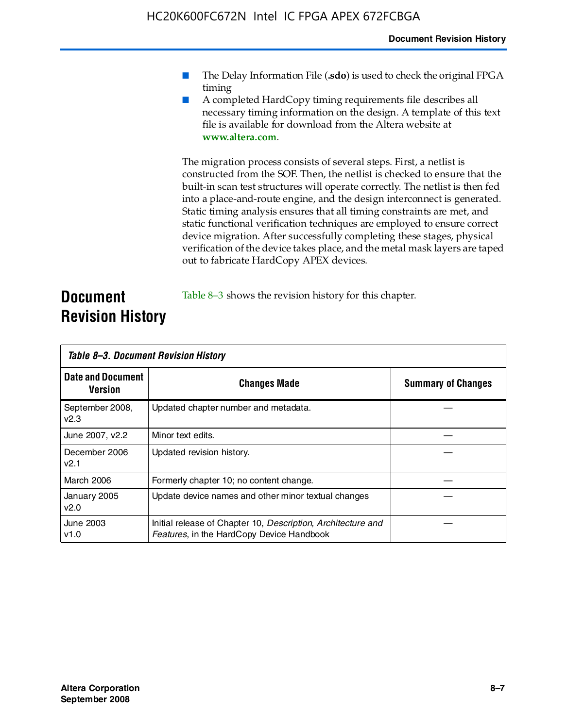- The Delay Information File (**.sdo**) is used to check the original FPGA timing
- A completed HardCopy timing requirements file describes all necessary timing information on the design. A template of this text file is available for download from the Altera website at **www.altera.com**.

The migration process consists of several steps. First, a netlist is constructed from the SOF. Then, the netlist is checked to ensure that the built-in scan test structures will operate correctly. The netlist is then fed into a place-and-route engine, and the design interconnect is generated. Static timing analysis ensures that all timing constraints are met, and static functional verification techniques are employed to ensure correct device migration. After successfully completing these stages, physical verification of the device takes place, and the metal mask layers are taped out to fabricate HardCopy APEX devices.

## Document Revision History

Table 8–3 shows the revision history for this chapter.

*Table 8–3. Document Revision History*

| Date and Document Version | Changes Made | Summary of Changes |
|---|---|---|
| September 2008, v2.3 | Updated chapter number and metadata. | — |
| June 2007, v2.2 | Minor text edits. | — |
| December 2006 v2.1 | Updated revision history. | — |
| March 2006 | Formerly chapter 10; no content change. | — |
| January 2005 v2.0 | Update device names and other minor textual changes | — |
| June 2003 v1.0 | Initial release of Chapter 10, *Description, Architecture and Features*, in the HardCopy Device Handbook | — |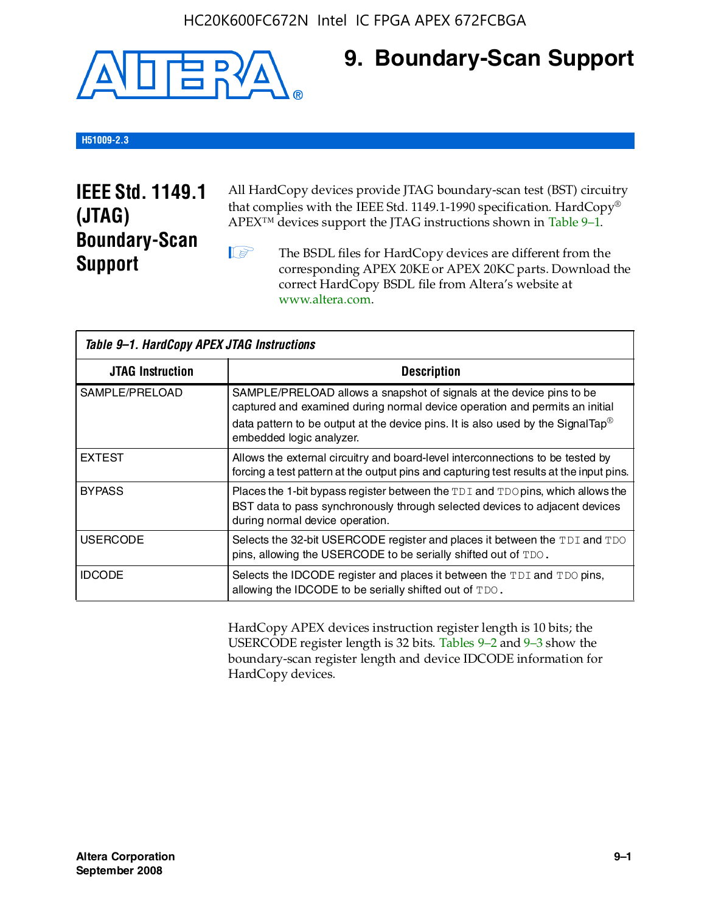# 9. Boundary-Scan Support

H51009-2.3

## IEEE Std. 1149.1 (JTAG) Boundary-Scan Support

All HardCopy devices provide JTAG boundary-scan test (BST) circuitry that complies with the IEEE Std. 1149.1-1990 specification. HardCopy® APEX™ devices support the JTAG instructions shown in Table 9–1.

> The BSDL files for HardCopy devices are different from the corresponding APEX 20KE or APEX 20KC parts. Download the correct HardCopy BSDL file from Altera's website at www.altera.com.

*Table 9–1. HardCopy APEX JTAG Instructions*

| JTAG Instruction | Description |
|---|---|
| SAMPLE/PRELOAD | SAMPLE/PRELOAD allows a snapshot of signals at the device pins to be captured and examined during normal device operation and permits an initial data pattern to be output at the device pins. It is also used by the SignalTap® embedded logic analyzer. |
| EXTEST | Allows the external circuitry and board-level interconnections to be tested by forcing a test pattern at the output pins and capturing test results at the input pins. |
| BYPASS | Places the 1-bit bypass register between the TDI and TDO pins, which allows the BST data to pass synchronously through selected devices to adjacent devices during normal device operation. |
| USERCODE | Selects the 32-bit USERCODE register and places it between the TDI and TDO pins, allowing the USERCODE to be serially shifted out of TDO. |
| IDCODE | Selects the IDCODE register and places it between the TDI and TDO pins, allowing the IDCODE to be serially shifted out of TDO. |

HardCopy APEX devices instruction register length is 10 bits; the USERCODE register length is 32 bits. Tables 9–2 and 9–3 show the boundary-scan register length and device IDCODE information for HardCopy devices.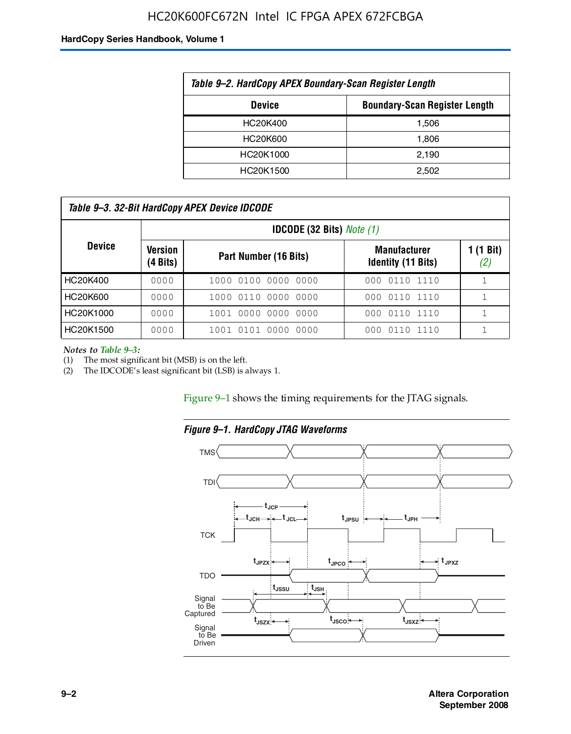*Table 9–2. HardCopy APEX Boundary-Scan Register Length*

| Device | Boundary-Scan Register Length |
|---|---|
| HC20K400 | 1,506 |
| HC20K600 | 1,806 |
| HC20K1000 | 2,190 |
| HC20K1500 | 2,502 |

*Table 9–3. 32-Bit HardCopy APEX Device IDCODE*

| Device | IDCODE (32 Bits) *Note (1)* | | | |
|---|---|---|---|---|
| | Version (4 Bits) | Part Number (16 Bits) | Manufacturer Identity (11 Bits) | 1 (1 Bit) *(2)* |
| HC20K400 | 0000 | 1000 0100 0000 0000 | 000 0110 1110 | 1 |
| HC20K600 | 0000 | 1000 0110 0000 0000 | 000 0110 1110 | 1 |
| HC20K1000 | 0000 | 1001 0000 0000 0000 | 000 0110 1110 | 1 |
| HC20K1500 | 0000 | 1001 0101 0000 0000 | 000 0110 1110 | 1 |

*Notes to Table 9–3:*
(1) The most significant bit (MSB) is on the left.
(2) The IDCODE's least significant bit (LSB) is always 1.

Figure 9–1 shows the timing requirements for the JTAG signals.

*Figure 9–1. HardCopy JTAG Waveforms*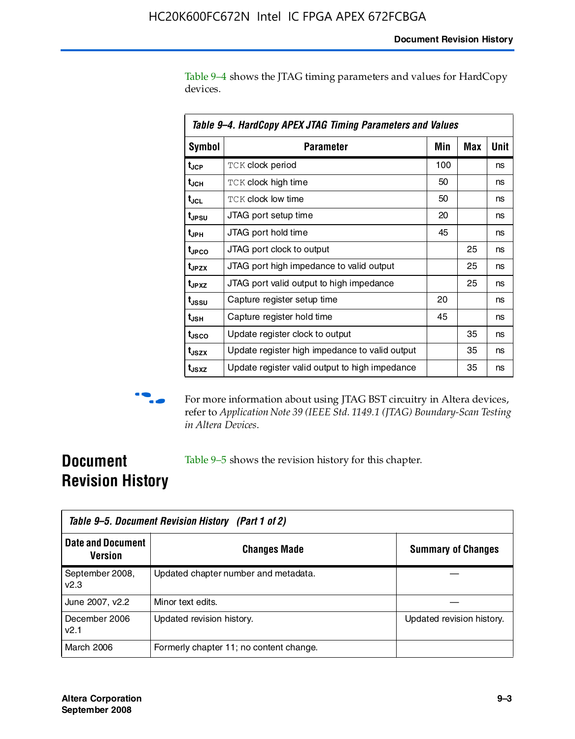Table 9–4 shows the JTAG timing parameters and values for HardCopy devices.

**Table 9–4. HardCopy APEX JTAG Timing Parameters and Values**

| Symbol | Parameter | Min | Max | Unit |
|---|---|---|---|---|
| $t_{JCP}$ | TCK clock period | 100 | | ns |
| $t_{JCH}$ | TCK clock high time | 50 | | ns |
| $t_{JCL}$ | TCK clock low time | 50 | | ns |
| $t_{JPSU}$ | JTAG port setup time | 20 | | ns |
| $t_{JPH}$ | JTAG port hold time | 45 | | ns |
| $t_{JPCO}$ | JTAG port clock to output | | 25 | ns |
| $t_{JPZX}$ | JTAG port high impedance to valid output | | 25 | ns |
| $t_{JPXZ}$ | JTAG port valid output to high impedance | | 25 | ns |
| $t_{JSSU}$ | Capture register setup time | 20 | | ns |
| $t_{JSH}$ | Capture register hold time | 45 | | ns |
| $t_{JSCO}$ | Update register clock to output | | 35 | ns |
| $t_{JSZX}$ | Update register high impedance to valid output | | 35 | ns |
| $t_{JSXZ}$ | Update register valid output to high impedance | | 35 | ns |

For more information about using JTAG BST circuitry in Altera devices, refer to *Application Note 39 (IEEE Std. 1149.1 (JTAG) Boundary-Scan Testing in Altera Devices*.

## Document Revision History

Table 9–5 shows the revision history for this chapter.

**Table 9–5. Document Revision History (Part 1 of 2)**

| Date and Document Version | Changes Made | Summary of Changes |
|---|---|---|
| September 2008, v2.3 | Updated chapter number and metadata. | — |
| June 2007, v2.2 | Minor text edits. | — |
| December 2006 v2.1 | Updated revision history. | Updated revision history. |
| March 2006 | Formerly chapter 11; no content change. | |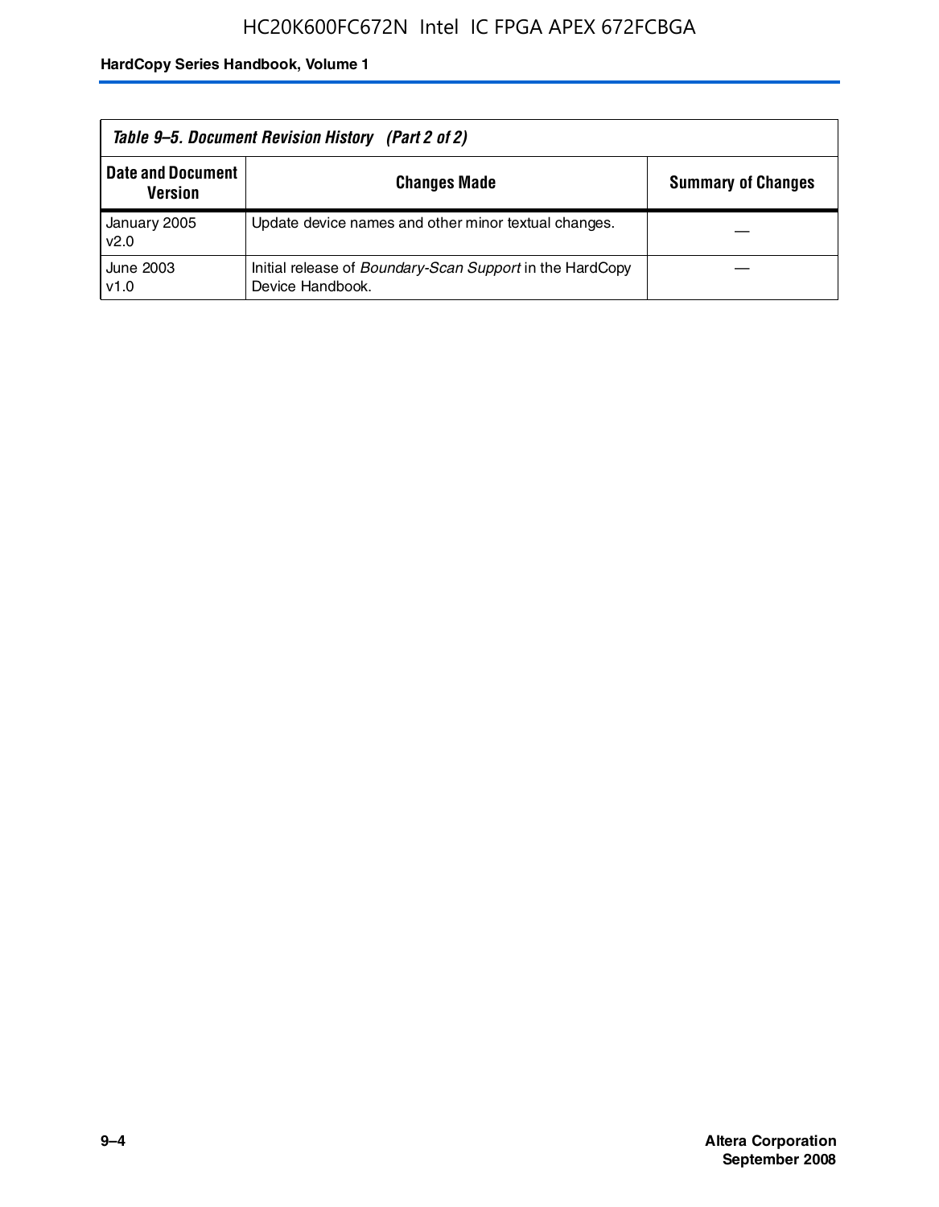Table 9–5. Document Revision History (Part 2 of 2)

| Date and Document Version | Changes Made | Summary of Changes |
|---|---|---|
| January 2005 v2.0 | Update device names and other minor textual changes. | — |
| June 2003 v1.0 | Initial release of *Boundary-Scan Support* in the HardCopy Device Handbook. | — |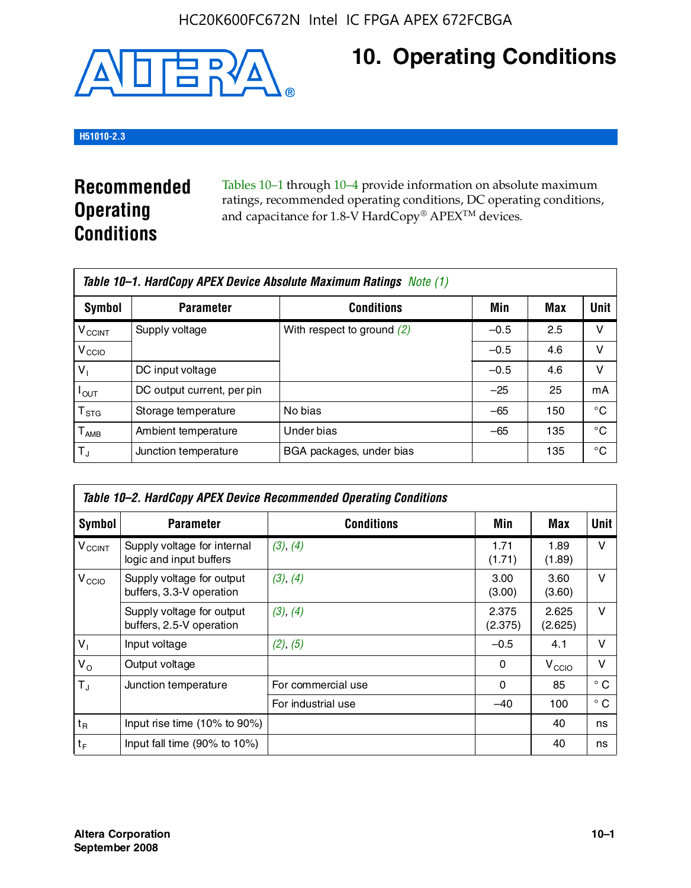HC20K600FC672N Intel IC FPGA APEX 672FCBGA

# 10. Operating Conditions

H51010-2.3

## Recommended Operating Conditions

Tables 10–1 through 10–4 provide information on absolute maximum ratings, recommended operating conditions, DC operating conditions, and capacitance for 1.8-V HardCopy® APEX™ devices.

**Table 10–1. HardCopy APEX Device Absolute Maximum Ratings** *Note (1)*

| Symbol | Parameter | Conditions | Min | Max | Unit |
|---|---|---|---|---|---|
| $V_{CCINT}$ | Supply voltage | With respect to ground *(2)* | –0.5 | 2.5 | V |
| $V_{CCIO}$ | | | –0.5 | 4.6 | V |
| $V_I$ | DC input voltage | | –0.5 | 4.6 | V |
| $I_{OUT}$ | DC output current, per pin | | –25 | 25 | mA |
| $T_{STG}$ | Storage temperature | No bias | –65 | 150 | °C |
| $T_{AMB}$ | Ambient temperature | Under bias | –65 | 135 | °C |
| $T_J$ | Junction temperature | BGA packages, under bias | | 135 | °C |

**Table 10–2. HardCopy APEX Device Recommended Operating Conditions**

| Symbol | Parameter | Conditions | Min | Max | Unit |
|---|---|---|---|---|---|
| $V_{CCINT}$ | Supply voltage for internal logic and input buffers | *(3)*, *(4)* | 1.71 (1.71) | 1.89 (1.89) | V |
| $V_{CCIO}$ | Supply voltage for output buffers, 3.3-V operation | *(3)*, *(4)* | 3.00 (3.00) | 3.60 (3.60) | V |
| | Supply voltage for output buffers, 2.5-V operation | *(3)*, *(4)* | 2.375 (2.375) | 2.625 (2.625) | V |
| $V_I$ | Input voltage | *(2)*, *(5)* | –0.5 | 4.1 | V |
| $V_O$ | Output voltage | | 0 | $V_{CCIO}$ | V |
| $T_J$ | Junction temperature | For commercial use | 0 | 85 | ° C |
| | | For industrial use | –40 | 100 | ° C |
| $t_R$ | Input rise time (10% to 90%) | | | 40 | ns |
| $t_F$ | Input fall time (90% to 10%) | | | 40 | ns |

Altera Corporation
September 2008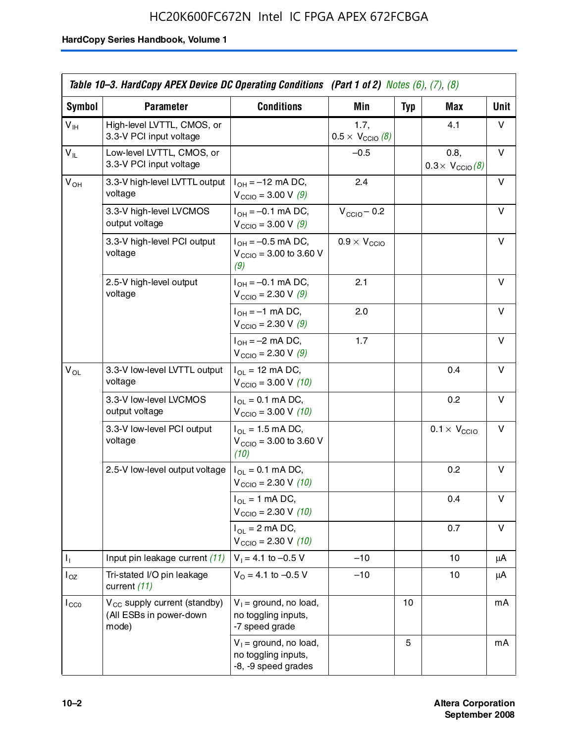**Table 10–3. HardCopy APEX Device DC Operating Conditions (Part 1 of 2)** *Notes (6), (7), (8)*

| Symbol | Parameter | Conditions | Min | Typ | Max | Unit |
|---|---|---|---|---|---|---|
| $V_{IH}$ | High-level LVTTL, CMOS, or 3.3-V PCI input voltage | | 1.7, $0.5 \times V_{CCIO}$ *(8)* | | 4.1 | V |
| $V_{IL}$ | Low-level LVTTL, CMOS, or 3.3-V PCI input voltage | | –0.5 | | 0.8, $0.3 \times V_{CCIO}$ *(8)* | V |
| $V_{OH}$ | 3.3-V high-level LVTTL output voltage | $I_{OH}$ = –12 mA DC, $V_{CCIO}$ = 3.00 V *(9)* | 2.4 | | | V |
| | 3.3-V high-level LVCMOS output voltage | $I_{OH}$ = –0.1 mA DC, $V_{CCIO}$ = 3.00 V *(9)* | $V_{CCIO}$ – 0.2 | | | V |
| | 3.3-V high-level PCI output voltage | $I_{OH}$ = –0.5 mA DC, $V_{CCIO}$ = 3.00 to 3.60 V *(9)* | $0.9 \times V_{CCIO}$ | | | V |
| | 2.5-V high-level output voltage | $I_{OH}$ = –0.1 mA DC, $V_{CCIO}$ = 2.30 V *(9)* | 2.1 | | | V |
| | | $I_{OH}$ = –1 mA DC, $V_{CCIO}$ = 2.30 V *(9)* | 2.0 | | | V |
| | | $I_{OH}$ = –2 mA DC, $V_{CCIO}$ = 2.30 V *(9)* | 1.7 | | | V |
| $V_{OL}$ | 3.3-V low-level LVTTL output voltage | $I_{OL}$ = 12 mA DC, $V_{CCIO}$ = 3.00 V *(10)* | | | 0.4 | V |
| | 3.3-V low-level LVCMOS output voltage | $I_{OL}$ = 0.1 mA DC, $V_{CCIO}$ = 3.00 V *(10)* | | | 0.2 | V |
| | 3.3-V low-level PCI output voltage | $I_{OL}$ = 1.5 mA DC, $V_{CCIO}$ = 3.00 to 3.60 V *(10)* | | | $0.1 \times V_{CCIO}$ | V |
| | 2.5-V low-level output voltage | $I_{OL}$ = 0.1 mA DC, $V_{CCIO}$ = 2.30 V *(10)* | | | 0.2 | V |
| | | $I_{OL}$ = 1 mA DC, $V_{CCIO}$ = 2.30 V *(10)* | | | 0.4 | V |
| | | $I_{OL}$ = 2 mA DC, $V_{CCIO}$ = 2.30 V *(10)* | | | 0.7 | V |
| $I_I$ | Input pin leakage current *(11)* | $V_I$ = 4.1 to –0.5 V | –10 | | 10 | µA |
| $I_{OZ}$ | Tri-stated I/O pin leakage current *(11)* | $V_O$ = 4.1 to –0.5 V | –10 | | 10 | µA |
| $I_{CC0}$ | $V_{CC}$ supply current (standby) (All ESBs in power-down mode) | $V_I$ = ground, no load, no toggling inputs, -7 speed grade | | 10 | | mA |
| | | $V_I$ = ground, no load, no toggling inputs, -8, -9 speed grades | | 5 | | mA |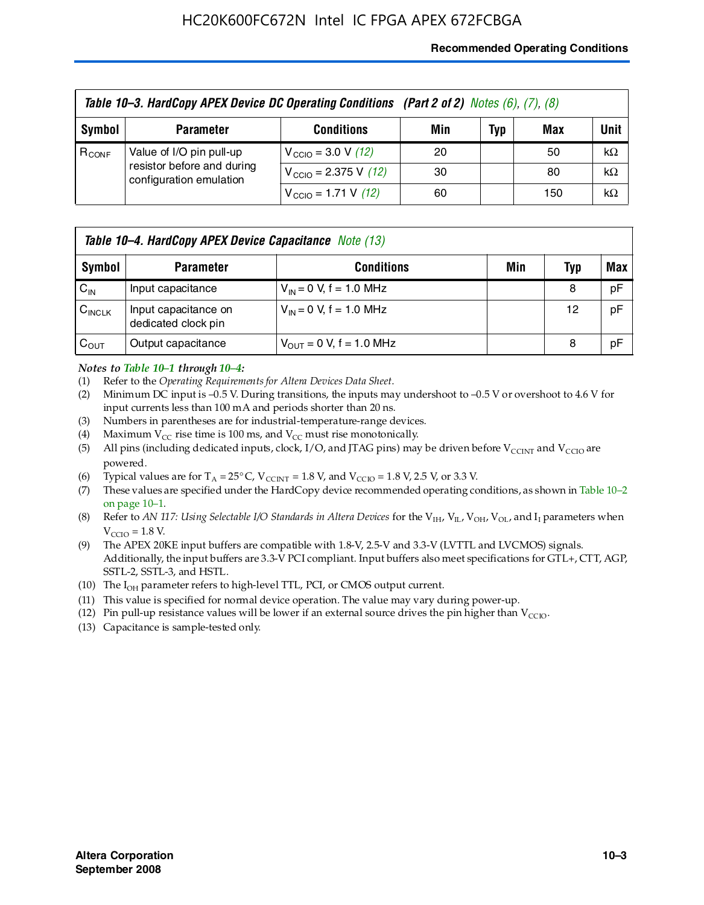**Table 10–3. HardCopy APEX Device DC Operating Conditions (Part 2 of 2)** *Notes (6), (7), (8)*

| Symbol | Parameter | Conditions | Min | Typ | Max | Unit |
|---|---|---|---|---|---|---|
| $R_{CONF}$ | Value of I/O pin pull-up resistor before and during configuration emulation | $V_{CCIO}$ = 3.0 V *(12)* | 20 | | 50 | kΩ |
| | | $V_{CCIO}$ = 2.375 V *(12)* | 30 | | 80 | kΩ |
| | | $V_{CCIO}$ = 1.71 V *(12)* | 60 | | 150 | kΩ |

**Table 10–4. HardCopy APEX Device Capacitance** *Note (13)*

| Symbol | Parameter | Conditions | Min | Typ | Max |
|---|---|---|---|---|---|
| $C_{IN}$ | Input capacitance | $V_{IN}$ = 0 V, f = 1.0 MHz | | 8 | pF |
| $C_{INCLK}$ | Input capacitance on dedicated clock pin | $V_{IN}$ = 0 V, f = 1.0 MHz | | 12 | pF |
| $C_{OUT}$ | Output capacitance | $V_{OUT}$ = 0 V, f = 1.0 MHz | | 8 | pF |

*Notes to Table 10–1 through 10–4:*

(1) Refer to the *Operating Requirements for Altera Devices Data Sheet*.
(2) Minimum DC input is –0.5 V. During transitions, the inputs may undershoot to –0.5 V or overshoot to 4.6 V for input currents less than 100 mA and periods shorter than 20 ns.
(3) Numbers in parentheses are for industrial-temperature-range devices.
(4) Maximum $V_{CC}$ rise time is 100 ms, and $V_{CC}$ must rise monotonically.
(5) All pins (including dedicated inputs, clock, I/O, and JTAG pins) may be driven before $V_{CCINT}$ and $V_{CCIO}$ are powered.
(6) Typical values are for $T_A$ = 25° C, $V_{CCINT}$ = 1.8 V, and $V_{CCIO}$ = 1.8 V, 2.5 V, or 3.3 V.
(7) These values are specified under the HardCopy device recommended operating conditions, as shown in Table 10–2 on page 10–1.
(8) Refer to *AN 117: Using Selectable I/O Standards in Altera Devices* for the $V_{IH}$, $V_{IL}$, $V_{OH}$, $V_{OL}$, and $I_I$ parameters when $V_{CCIO}$ = 1.8 V.
(9) The APEX 20KE input buffers are compatible with 1.8-V, 2.5-V and 3.3-V (LVTTL and LVCMOS) signals. Additionally, the input buffers are 3.3-V PCI compliant. Input buffers also meet specifications for GTL+, CTT, AGP, SSTL-2, SSTL-3, and HSTL.
(10) The $I_{OH}$ parameter refers to high-level TTL, PCI, or CMOS output current.
(11) This value is specified for normal device operation. The value may vary during power-up.
(12) Pin pull-up resistance values will be lower if an external source drives the pin higher than $V_{CCIO}$.
(13) Capacitance is sample-tested only.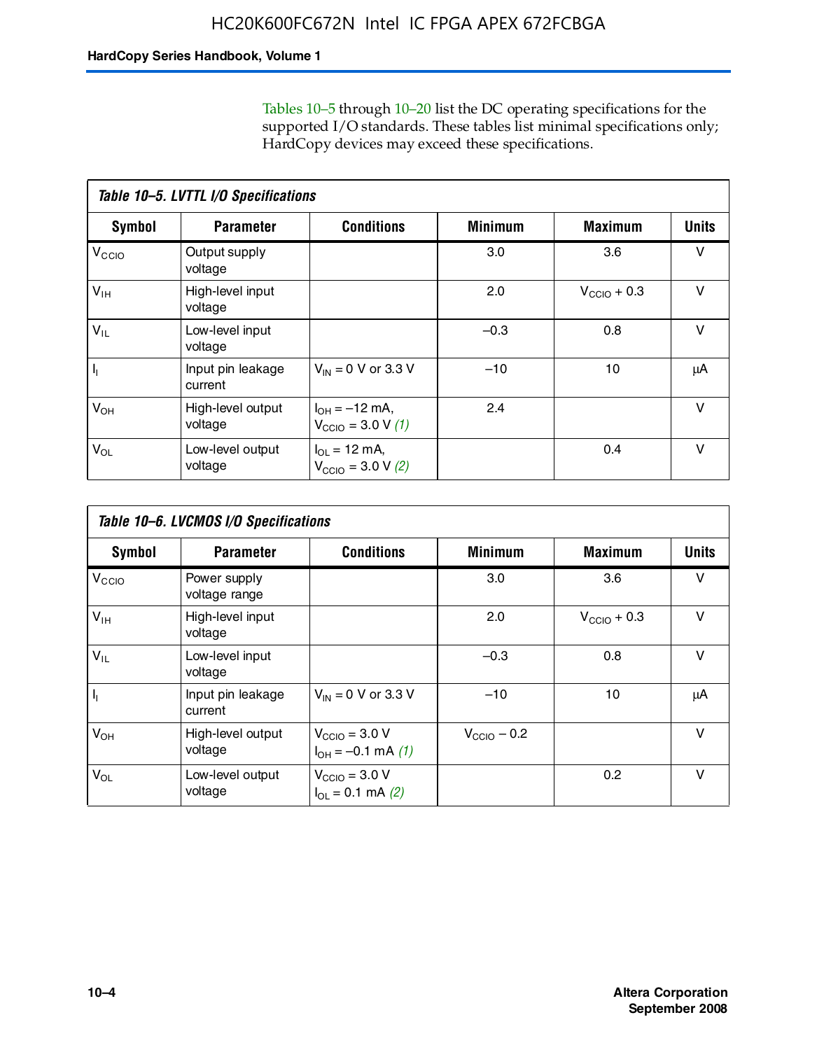Tables 10–5 through 10–20 list the DC operating specifications for the supported I/O standards. These tables list minimal specifications only; HardCopy devices may exceed these specifications.

**Table 10–5. LVTTL I/O Specifications**

| Symbol | Parameter | Conditions | Minimum | Maximum | Units |
|---|---|---|---|---|---|
| $V_{CCIO}$ | Output supply voltage | | 3.0 | 3.6 | V |
| $V_{IH}$ | High-level input voltage | | 2.0 | $V_{CCIO}$ + 0.3 | V |
| $V_{IL}$ | Low-level input voltage | | –0.3 | 0.8 | V |
| $I_I$ | Input pin leakage current | $V_{IN}$ = 0 V or 3.3 V | –10 | 10 | μA |
| $V_{OH}$ | High-level output voltage | $I_{OH}$ = –12 mA, $V_{CCIO}$ = 3.0 V *(1)* | 2.4 | | V |
| $V_{OL}$ | Low-level output voltage | $I_{OL}$ = 12 mA, $V_{CCIO}$ = 3.0 V *(2)* | | 0.4 | V |

**Table 10–6. LVCMOS I/O Specifications**

| Symbol | Parameter | Conditions | Minimum | Maximum | Units |
|---|---|---|---|---|---|
| $V_{CCIO}$ | Power supply voltage range | | 3.0 | 3.6 | V |
| $V_{IH}$ | High-level input voltage | | 2.0 | $V_{CCIO}$ + 0.3 | V |
| $V_{IL}$ | Low-level input voltage | | –0.3 | 0.8 | V |
| $I_I$ | Input pin leakage current | $V_{IN}$ = 0 V or 3.3 V | –10 | 10 | μA |
| $V_{OH}$ | High-level output voltage | $V_{CCIO}$ = 3.0 V $I_{OH}$ = –0.1 mA *(1)* | $V_{CCIO}$ – 0.2 | | V |
| $V_{OL}$ | Low-level output voltage | $V_{CCIO}$ = 3.0 V $I_{OL}$ = 0.1 mA *(2)* | | 0.2 | V |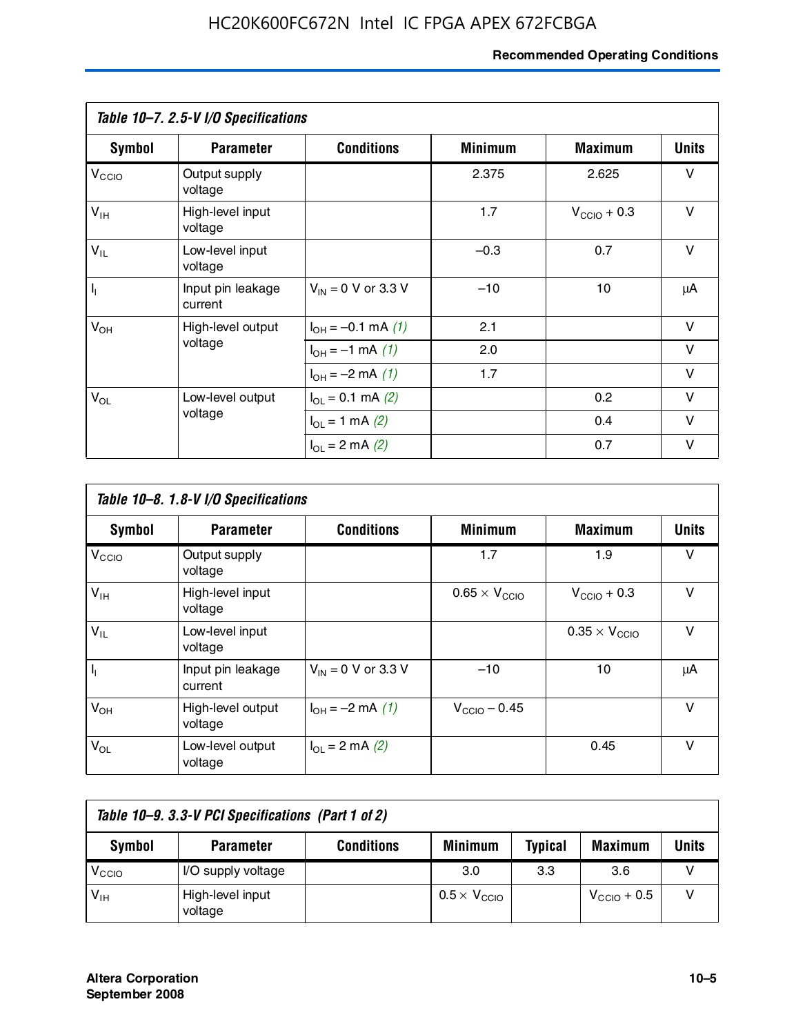**Table 10–7. 2.5-V I/O Specifications**

| Symbol | Parameter | Conditions | Minimum | Maximum | Units |
|---|---|---|---|---|---|
| $V_{CCIO}$ | Output supply voltage | | 2.375 | 2.625 | V |
| $V_{IH}$ | High-level input voltage | | 1.7 | $V_{CCIO}$ + 0.3 | V |
| $V_{IL}$ | Low-level input voltage | | –0.3 | 0.7 | V |
| $I_I$ | Input pin leakage current | $V_{IN}$ = 0 V or 3.3 V | –10 | 10 | μA |
| $V_{OH}$ | High-level output voltage | $I_{OH}$ = –0.1 mA *(1)* | 2.1 | | V |
| | | $I_{OH}$ = –1 mA *(1)* | 2.0 | | V |
| | | $I_{OH}$ = –2 mA *(1)* | 1.7 | | V |
| $V_{OL}$ | Low-level output voltage | $I_{OL}$ = 0.1 mA *(2)* | | 0.2 | V |
| | | $I_{OL}$ = 1 mA *(2)* | | 0.4 | V |
| | | $I_{OL}$ = 2 mA *(2)* | | 0.7 | V |

**Table 10–8. 1.8-V I/O Specifications**

| Symbol | Parameter | Conditions | Minimum | Maximum | Units |
|---|---|---|---|---|---|
| $V_{CCIO}$ | Output supply voltage | | 1.7 | 1.9 | V |
| $V_{IH}$ | High-level input voltage | | 0.65 × $V_{CCIO}$ | $V_{CCIO}$ + 0.3 | V |
| $V_{IL}$ | Low-level input voltage | | | 0.35 × $V_{CCIO}$ | V |
| $I_I$ | Input pin leakage current | $V_{IN}$ = 0 V or 3.3 V | –10 | 10 | μA |
| $V_{OH}$ | High-level output voltage | $I_{OH}$ = –2 mA *(1)* | $V_{CCIO}$ – 0.45 | | V |
| $V_{OL}$ | Low-level output voltage | $I_{OL}$ = 2 mA *(2)* | | 0.45 | V |

**Table 10–9. 3.3-V PCI Specifications (Part 1 of 2)**

| Symbol | Parameter | Conditions | Minimum | Typical | Maximum | Units |
|---|---|---|---|---|---|---|
| $V_{CCIO}$ | I/O supply voltage | | 3.0 | 3.3 | 3.6 | V |
| $V_{IH}$ | High-level input voltage | | 0.5 × $V_{CCIO}$ | | $V_{CCIO}$ + 0.5 | V |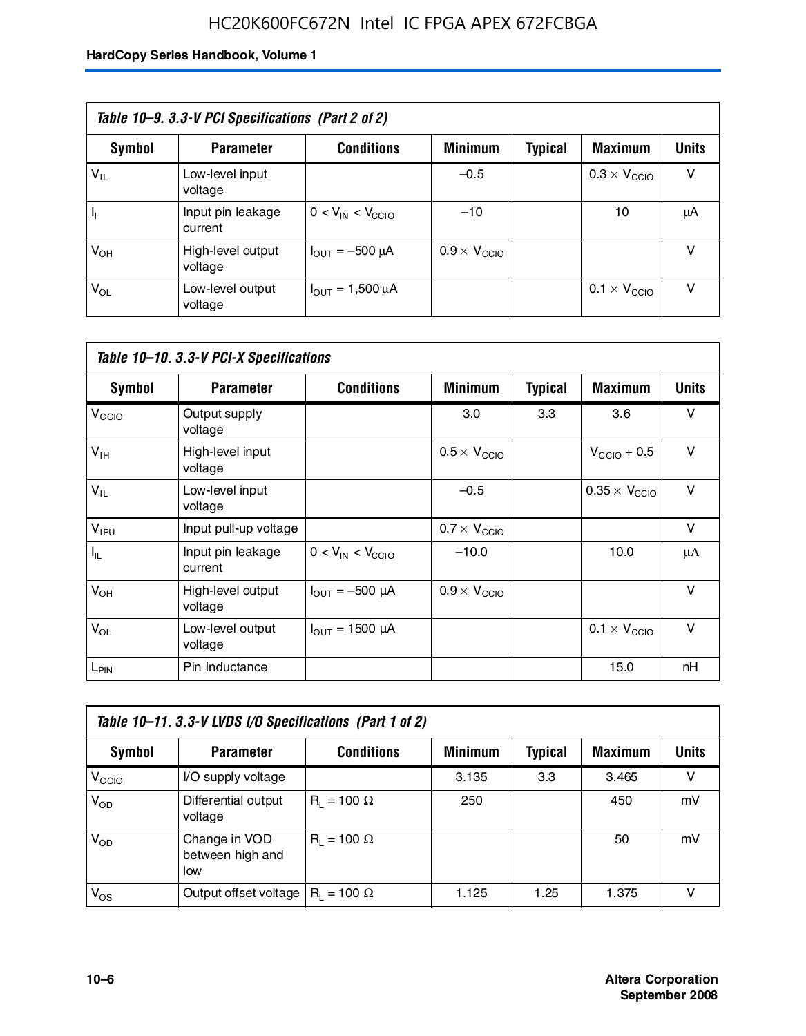**Table 10–9. 3.3-V PCI Specifications (Part 2 of 2)**

| Symbol | Parameter | Conditions | Minimum | Typical | Maximum | Units |
|---|---|---|---|---|---|---|
| $V_{IL}$ | Low-level input voltage | | –0.5 | | $0.3 \times V_{CCIO}$ | V |
| $I_I$ | Input pin leakage current | $0 < V_{IN} < V_{CCIO}$ | –10 | | 10 | μA |
| $V_{OH}$ | High-level output voltage | $I_{OUT}$ = –500 μA | $0.9 \times V_{CCIO}$ | | | V |
| $V_{OL}$ | Low-level output voltage | $I_{OUT}$ = 1,500 μA | | | $0.1 \times V_{CCIO}$ | V |

**Table 10–10. 3.3-V PCI-X Specifications**

| Symbol | Parameter | Conditions | Minimum | Typical | Maximum | Units |
|---|---|---|---|---|---|---|
| $V_{CCIO}$ | Output supply voltage | | 3.0 | 3.3 | 3.6 | V |
| $V_{IH}$ | High-level input voltage | | $0.5 \times V_{CCIO}$ | | $V_{CCIO} + 0.5$ | V |
| $V_{IL}$ | Low-level input voltage | | –0.5 | | $0.35 \times V_{CCIO}$ | V |
| $V_{IPU}$ | Input pull-up voltage | | $0.7 \times V_{CCIO}$ | | | V |
| $I_{IL}$ | Input pin leakage current | $0 < V_{IN} < V_{CCIO}$ | –10.0 | | 10.0 | μA |
| $V_{OH}$ | High-level output voltage | $I_{OUT}$ = –500 μA | $0.9 \times V_{CCIO}$ | | | V |
| $V_{OL}$ | Low-level output voltage | $I_{OUT}$ = 1500 μA | | | $0.1 \times V_{CCIO}$ | V |
| $L_{PIN}$ | Pin Inductance | | | | 15.0 | nH |

**Table 10–11. 3.3-V LVDS I/O Specifications (Part 1 of 2)**

| Symbol | Parameter | Conditions | Minimum | Typical | Maximum | Units |
|---|---|---|---|---|---|---|
| $V_{CCIO}$ | I/O supply voltage | | 3.135 | 3.3 | 3.465 | V |
| $V_{OD}$ | Differential output voltage | $R_L$ = 100 Ω | 250 | | 450 | mV |
| $V_{OD}$ | Change in VOD between high and low | $R_L$ = 100 Ω | | | 50 | mV |
| $V_{OS}$ | Output offset voltage | $R_L$ = 100 Ω | 1.125 | 1.25 | 1.375 | V |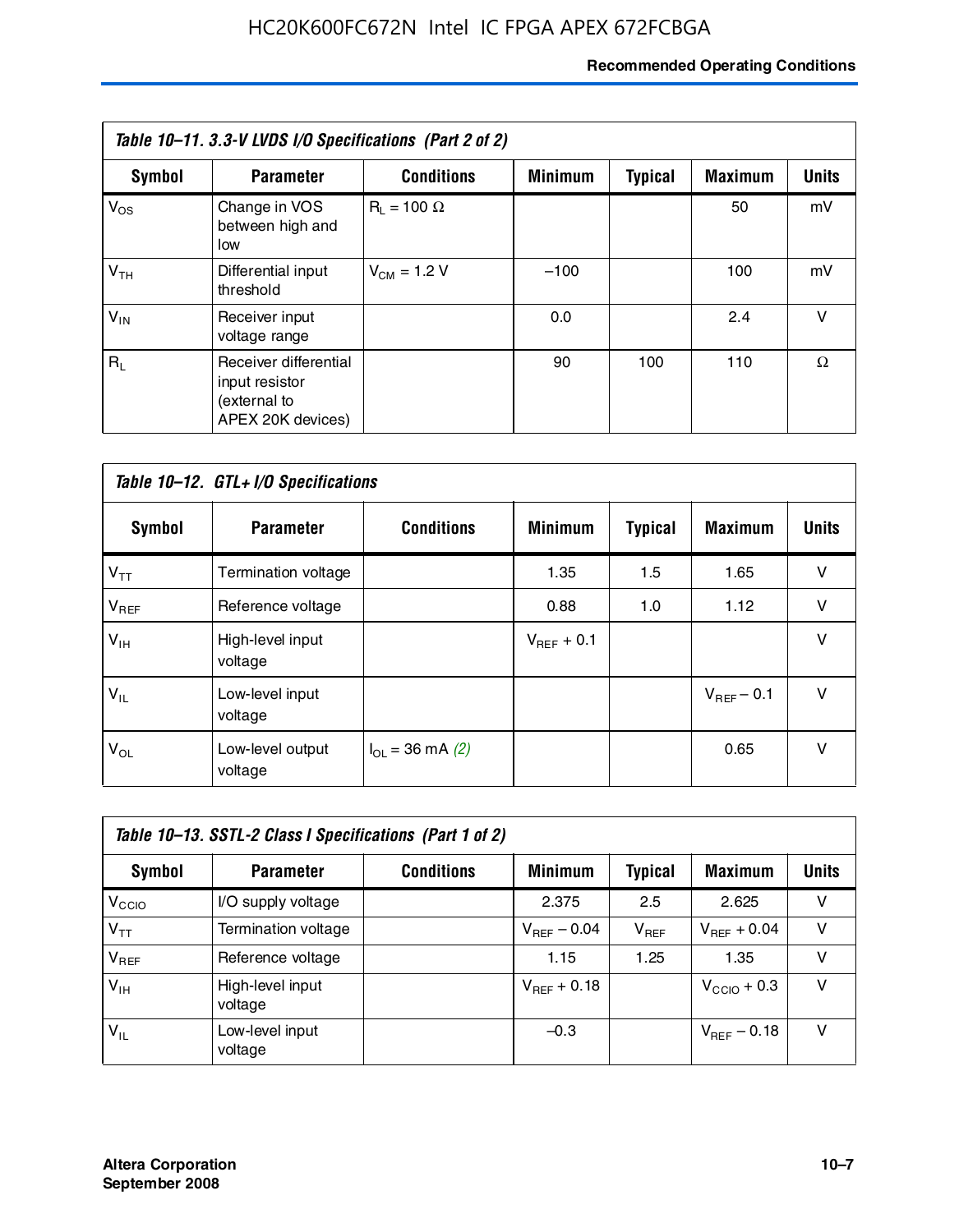| Table 10–11. 3.3-V LVDS I/O Specifications (Part 2 of 2) | | | | | | |
|---|---|---|---|---|---|---|
| **Symbol** | **Parameter** | **Conditions** | **Minimum** | **Typical** | **Maximum** | **Units** |
| $V_{OS}$ | Change in VOS between high and low | $R_L$ = 100 Ω | | | 50 | mV |
| $V_{TH}$ | Differential input threshold | $V_{CM}$ = 1.2 V | –100 | | 100 | mV |
| $V_{IN}$ | Receiver input voltage range | | 0.0 | | 2.4 | V |
| $R_L$ | Receiver differential input resistor (external to APEX 20K devices) | | 90 | 100 | 110 | Ω |

| Table 10–12. GTL+ I/O Specifications | | | | | | |
|---|---|---|---|---|---|---|
| **Symbol** | **Parameter** | **Conditions** | **Minimum** | **Typical** | **Maximum** | **Units** |
| $V_{TT}$ | Termination voltage | | 1.35 | 1.5 | 1.65 | V |
| $V_{REF}$ | Reference voltage | | 0.88 | 1.0 | 1.12 | V |
| $V_{IH}$ | High-level input voltage | | $V_{REF}$ + 0.1 | | | V |
| $V_{IL}$ | Low-level input voltage | | | | $V_{REF}$ – 0.1 | V |
| $V_{OL}$ | Low-level output voltage | $I_{OL}$ = 36 mA *(2)* | | | 0.65 | V |

| Table 10–13. SSTL-2 Class I Specifications (Part 1 of 2) | | | | | | |
|---|---|---|---|---|---|---|
| **Symbol** | **Parameter** | **Conditions** | **Minimum** | **Typical** | **Maximum** | **Units** |
| $V_{CCIO}$ | I/O supply voltage | | 2.375 | 2.5 | 2.625 | V |
| $V_{TT}$ | Termination voltage | | $V_{REF}$ – 0.04 | $V_{REF}$ | $V_{REF}$ + 0.04 | V |
| $V_{REF}$ | Reference voltage | | 1.15 | 1.25 | 1.35 | V |
| $V_{IH}$ | High-level input voltage | | $V_{REF}$ + 0.18 | | $V_{CCIO}$ + 0.3 | V |
| $V_{IL}$ | Low-level input voltage | | –0.3 | | $V_{REF}$ – 0.18 | V |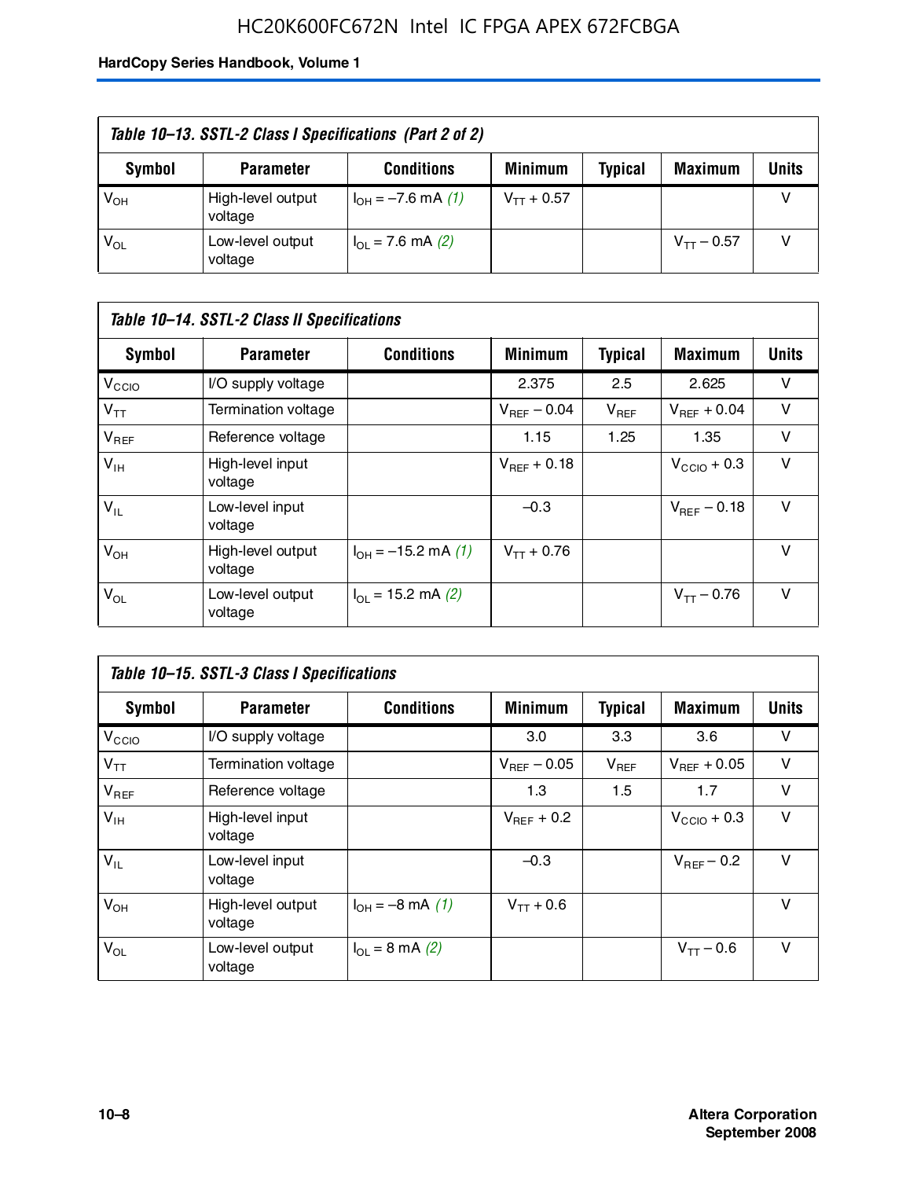*Table 10–13. SSTL-2 Class I Specifications (Part 2 of 2)*

| Symbol | Parameter | Conditions | Minimum | Typical | Maximum | Units |
|---|---|---|---|---|---|---|
| $V_{OH}$ | High-level output voltage | $I_{OH}$ = –7.6 mA *(1)* | $V_{TT}$ + 0.57 | | | V |
| $V_{OL}$ | Low-level output voltage | $I_{OL}$ = 7.6 mA *(2)* | | | $V_{TT}$ – 0.57 | V |

*Table 10–14. SSTL-2 Class II Specifications*

| Symbol | Parameter | Conditions | Minimum | Typical | Maximum | Units |
|---|---|---|---|---|---|---|
| $V_{CCIO}$ | I/O supply voltage | | 2.375 | 2.5 | 2.625 | V |
| $V_{TT}$ | Termination voltage | | $V_{REF}$ – 0.04 | $V_{REF}$ | $V_{REF}$ + 0.04 | V |
| $V_{REF}$ | Reference voltage | | 1.15 | 1.25 | 1.35 | V |
| $V_{IH}$ | High-level input voltage | | $V_{REF}$ + 0.18 | | $V_{CCIO}$ + 0.3 | V |
| $V_{IL}$ | Low-level input voltage | | –0.3 | | $V_{REF}$ – 0.18 | V |
| $V_{OH}$ | High-level output voltage | $I_{OH}$ = –15.2 mA *(1)* | $V_{TT}$ + 0.76 | | | V |
| $V_{OL}$ | Low-level output voltage | $I_{OL}$ = 15.2 mA *(2)* | | | $V_{TT}$ – 0.76 | V |

*Table 10–15. SSTL-3 Class I Specifications*

| Symbol | Parameter | Conditions | Minimum | Typical | Maximum | Units |
|---|---|---|---|---|---|---|
| $V_{CCIO}$ | I/O supply voltage | | 3.0 | 3.3 | 3.6 | V |
| $V_{TT}$ | Termination voltage | | $V_{REF}$ – 0.05 | $V_{REF}$ | $V_{REF}$ + 0.05 | V |
| $V_{REF}$ | Reference voltage | | 1.3 | 1.5 | 1.7 | V |
| $V_{IH}$ | High-level input voltage | | $V_{REF}$ + 0.2 | | $V_{CCIO}$ + 0.3 | V |
| $V_{IL}$ | Low-level input voltage | | –0.3 | | $V_{REF}$ – 0.2 | V |
| $V_{OH}$ | High-level output voltage | $I_{OH}$ = –8 mA *(1)* | $V_{TT}$ + 0.6 | | | V |
| $V_{OL}$ | Low-level output voltage | $I_{OL}$ = 8 mA *(2)* | | | $V_{TT}$ – 0.6 | V |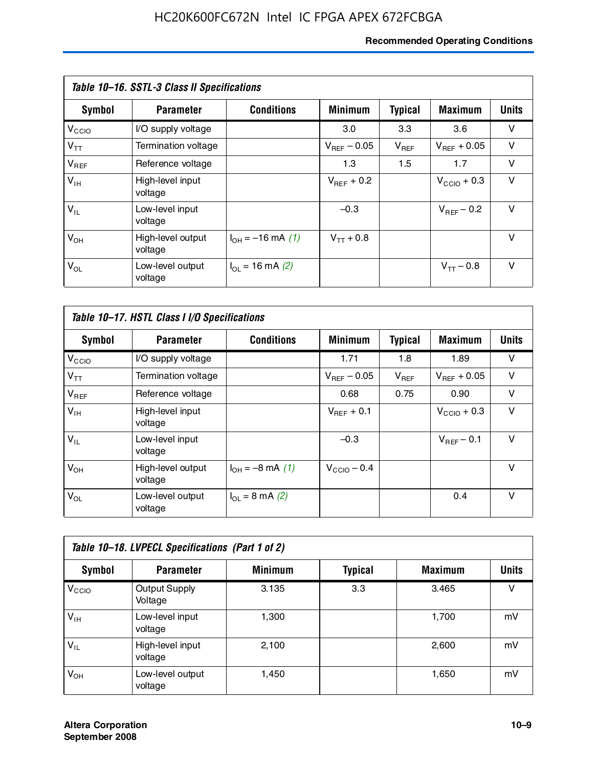**Table 10–16. SSTL-3 Class II Specifications**

| Symbol | Parameter | Conditions | Minimum | Typical | Maximum | Units |
|---|---|---|---|---|---|---|
| $V_{CCIO}$ | I/O supply voltage | | 3.0 | 3.3 | 3.6 | V |
| $V_{TT}$ | Termination voltage | | $V_{REF} - 0.05$ | $V_{REF}$ | $V_{REF} + 0.05$ | V |
| $V_{REF}$ | Reference voltage | | 1.3 | 1.5 | 1.7 | V |
| $V_{IH}$ | High-level input voltage | | $V_{REF} + 0.2$ | | $V_{CCIO} + 0.3$ | V |
| $V_{IL}$ | Low-level input voltage | | –0.3 | | $V_{REF} - 0.2$ | V |
| $V_{OH}$ | High-level output voltage | $I_{OH} = -16$ mA *(1)* | $V_{TT} + 0.8$ | | | V |
| $V_{OL}$ | Low-level output voltage | $I_{OL} = 16$ mA *(2)* | | | $V_{TT} - 0.8$ | V |

**Table 10–17. HSTL Class I I/O Specifications**

| Symbol | Parameter | Conditions | Minimum | Typical | Maximum | Units |
|---|---|---|---|---|---|---|
| $V_{CCIO}$ | I/O supply voltage | | 1.71 | 1.8 | 1.89 | V |
| $V_{TT}$ | Termination voltage | | $V_{REF} - 0.05$ | $V_{REF}$ | $V_{REF} + 0.05$ | V |
| $V_{REF}$ | Reference voltage | | 0.68 | 0.75 | 0.90 | V |
| $V_{IH}$ | High-level input voltage | | $V_{REF} + 0.1$ | | $V_{CCIO} + 0.3$ | V |
| $V_{IL}$ | Low-level input voltage | | –0.3 | | $V_{REF} - 0.1$ | V |
| $V_{OH}$ | High-level output voltage | $I_{OH} = -8$ mA *(1)* | $V_{CCIO} - 0.4$ | | | V |
| $V_{OL}$ | Low-level output voltage | $I_{OL} = 8$ mA *(2)* | | | 0.4 | V |

**Table 10–18. LVPECL Specifications (Part 1 of 2)**

| Symbol | Parameter | Minimum | Typical | Maximum | Units |
|---|---|---|---|---|---|
| $V_{CCIO}$ | Output Supply Voltage | 3.135 | 3.3 | 3.465 | V |
| $V_{IH}$ | Low-level input voltage | 1,300 | | 1,700 | mV |
| $V_{IL}$ | High-level input voltage | 2,100 | | 2,600 | mV |
| $V_{OH}$ | Low-level output voltage | 1,450 | | 1,650 | mV |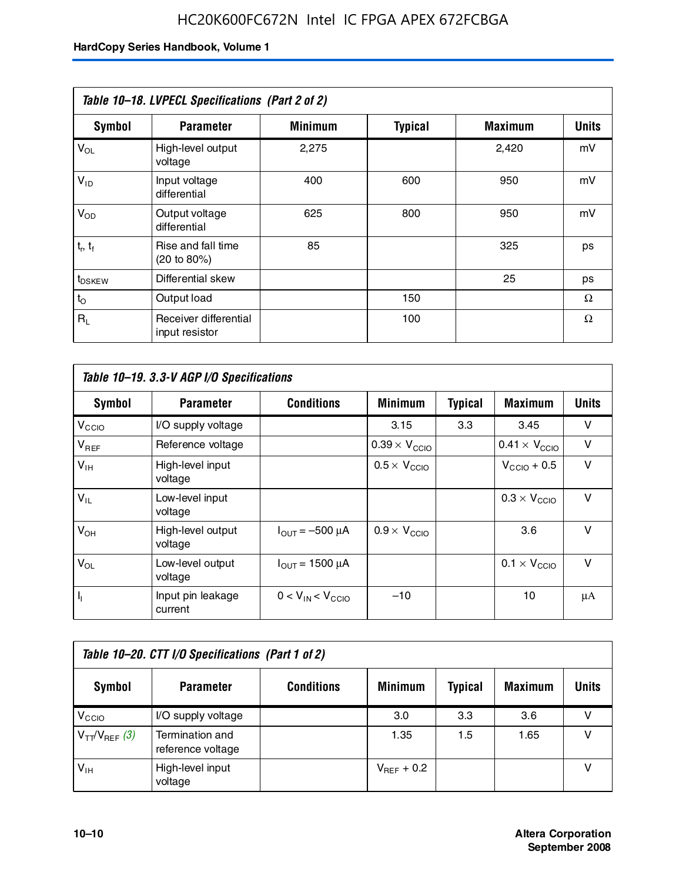**Table 10–18. LVPECL Specifications (Part 2 of 2)**

| Symbol | Parameter | Minimum | Typical | Maximum | Units |
|---|---|---|---|---|---|
| $V_{OL}$ | High-level output voltage | 2,275 | | 2,420 | mV |
| $V_{ID}$ | Input voltage differential | 400 | 600 | 950 | mV |
| $V_{OD}$ | Output voltage differential | 625 | 800 | 950 | mV |
| $t_r$, $t_f$ | Rise and fall time (20 to 80%) | 85 | | 325 | ps |
| $t_{DSKEW}$ | Differential skew | | | 25 | ps |
| $t_O$ | Output load | | 150 | | Ω |
| $R_L$ | Receiver differential input resistor | | 100 | | Ω |

**Table 10–19. 3.3-V AGP I/O Specifications**

| Symbol | Parameter | Conditions | Minimum | Typical | Maximum | Units |
|---|---|---|---|---|---|---|
| $V_{CCIO}$ | I/O supply voltage | | 3.15 | 3.3 | 3.45 | V |
| $V_{REF}$ | Reference voltage | | $0.39 \times V_{CCIO}$ | | $0.41 \times V_{CCIO}$ | V |
| $V_{IH}$ | High-level input voltage | | $0.5 \times V_{CCIO}$ | | $V_{CCIO} + 0.5$ | V |
| $V_{IL}$ | Low-level input voltage | | | | $0.3 \times V_{CCIO}$ | V |
| $V_{OH}$ | High-level output voltage | $I_{OUT} = -500$ µA | $0.9 \times V_{CCIO}$ | | 3.6 | V |
| $V_{OL}$ | Low-level output voltage | $I_{OUT} = 1500$ µA | | | $0.1 \times V_{CCIO}$ | V |
| $I_I$ | Input pin leakage current | $0 < V_{IN} < V_{CCIO}$ | –10 | | 10 | µA |

**Table 10–20. CTT I/O Specifications (Part 1 of 2)**

| Symbol | Parameter | Conditions | Minimum | Typical | Maximum | Units |
|---|---|---|---|---|---|---|
| $V_{CCIO}$ | I/O supply voltage | | 3.0 | 3.3 | 3.6 | V |
| $V_{TT}/V_{REF}$ *(3)* | Termination and reference voltage | | 1.35 | 1.5 | 1.65 | V |
| $V_{IH}$ | High-level input voltage | | $V_{REF} + 0.2$ | | | V |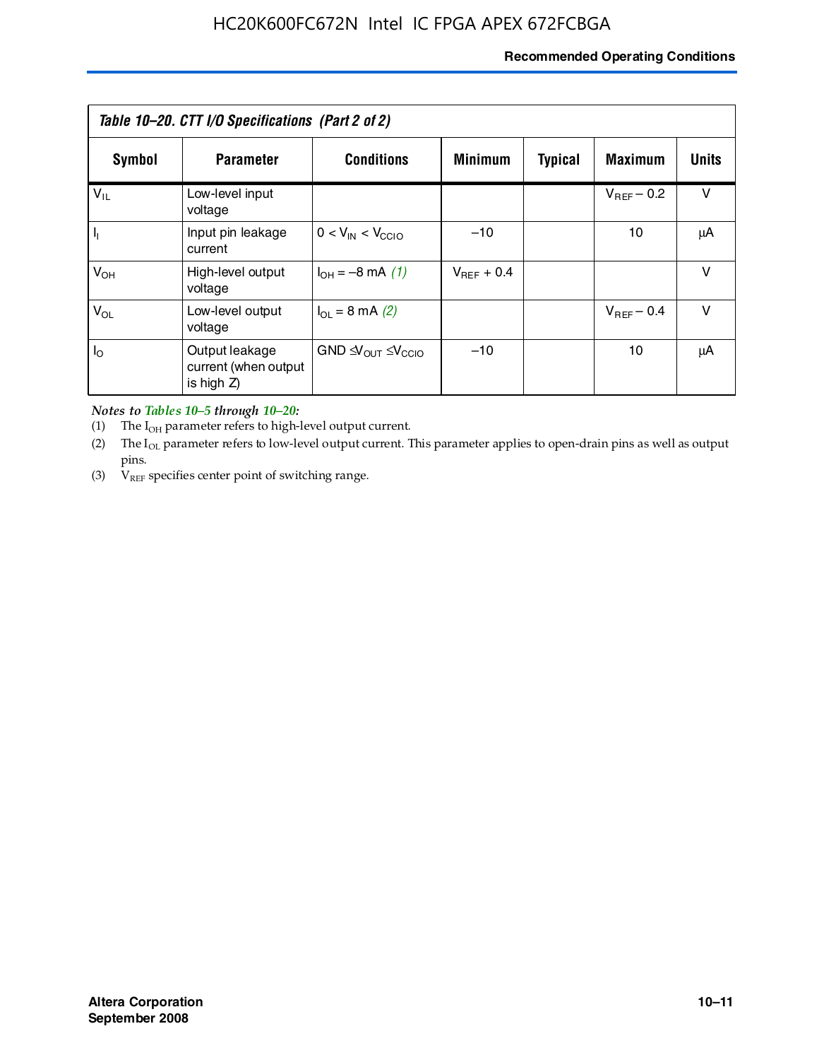**Table 10–20. CTT I/O Specifications (Part 2 of 2)**

| Symbol | Parameter | Conditions | Minimum | Typical | Maximum | Units |
|---|---|---|---|---|---|---|
| $V_{IL}$ | Low-level input voltage | | | | $V_{REF} - 0.2$ | V |
| $I_I$ | Input pin leakage current | $0 < V_{IN} < V_{CCIO}$ | –10 | | 10 | μA |
| $V_{OH}$ | High-level output voltage | $I_{OH} = -8$ mA *(1)* | $V_{REF} + 0.4$ | | | V |
| $V_{OL}$ | Low-level output voltage | $I_{OL} = 8$ mA *(2)* | | | $V_{REF} - 0.4$ | V |
| $I_O$ | Output leakage current (when output is high Z) | GND $\leq V_{OUT} \leq V_{CCIO}$ | –10 | | 10 | μA |

*Notes to Tables 10–5 through 10–20:*

(1) The $I_{OH}$ parameter refers to high-level output current.

(2) The $I_{OL}$ parameter refers to low-level output current. This parameter applies to open-drain pins as well as output pins.

(3) $V_{REF}$ specifies center point of switching range.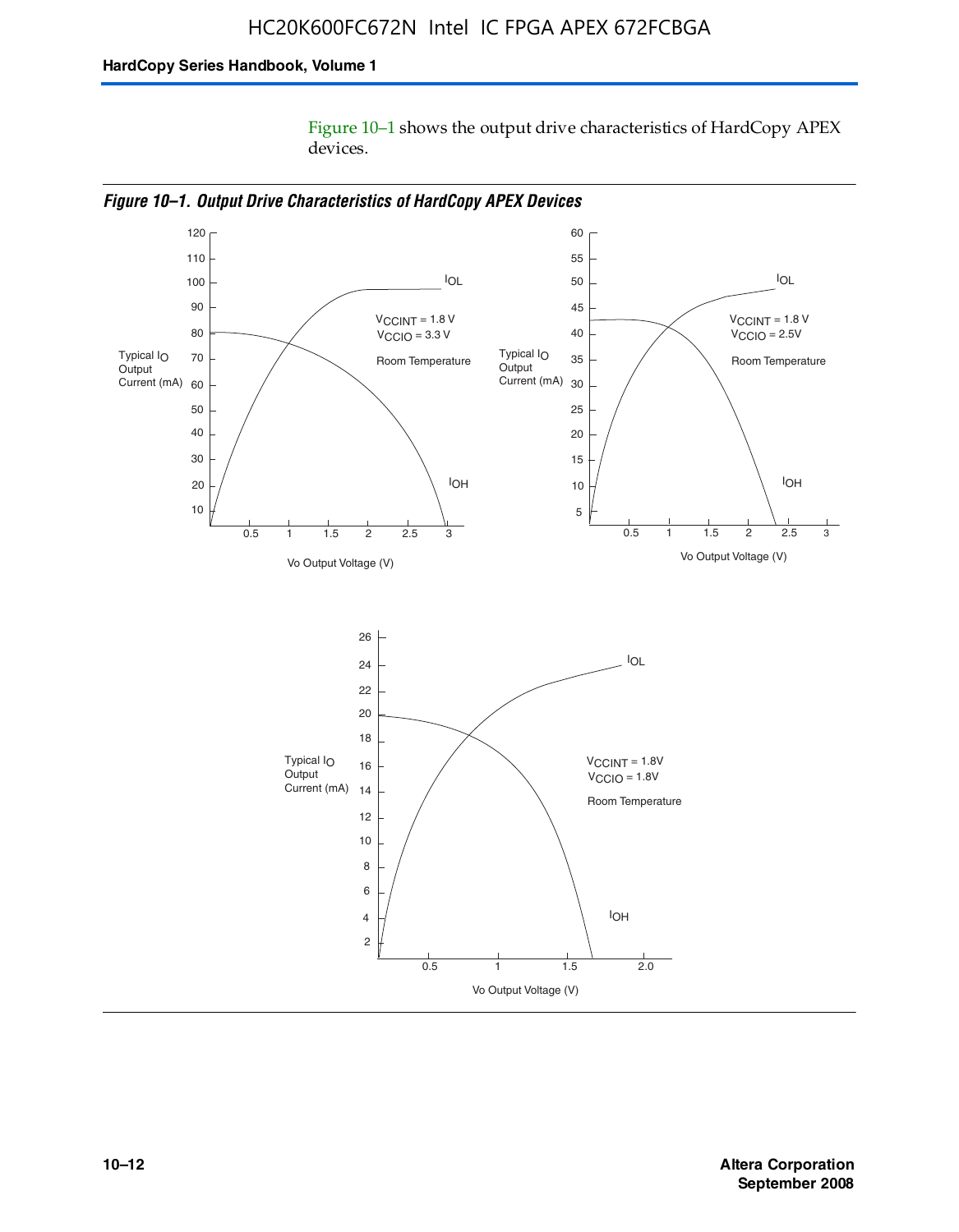Figure 10–1 shows the output drive characteristics of HardCopy APEX devices.

*Figure 10–1. Output Drive Characteristics of HardCopy APEX Devices*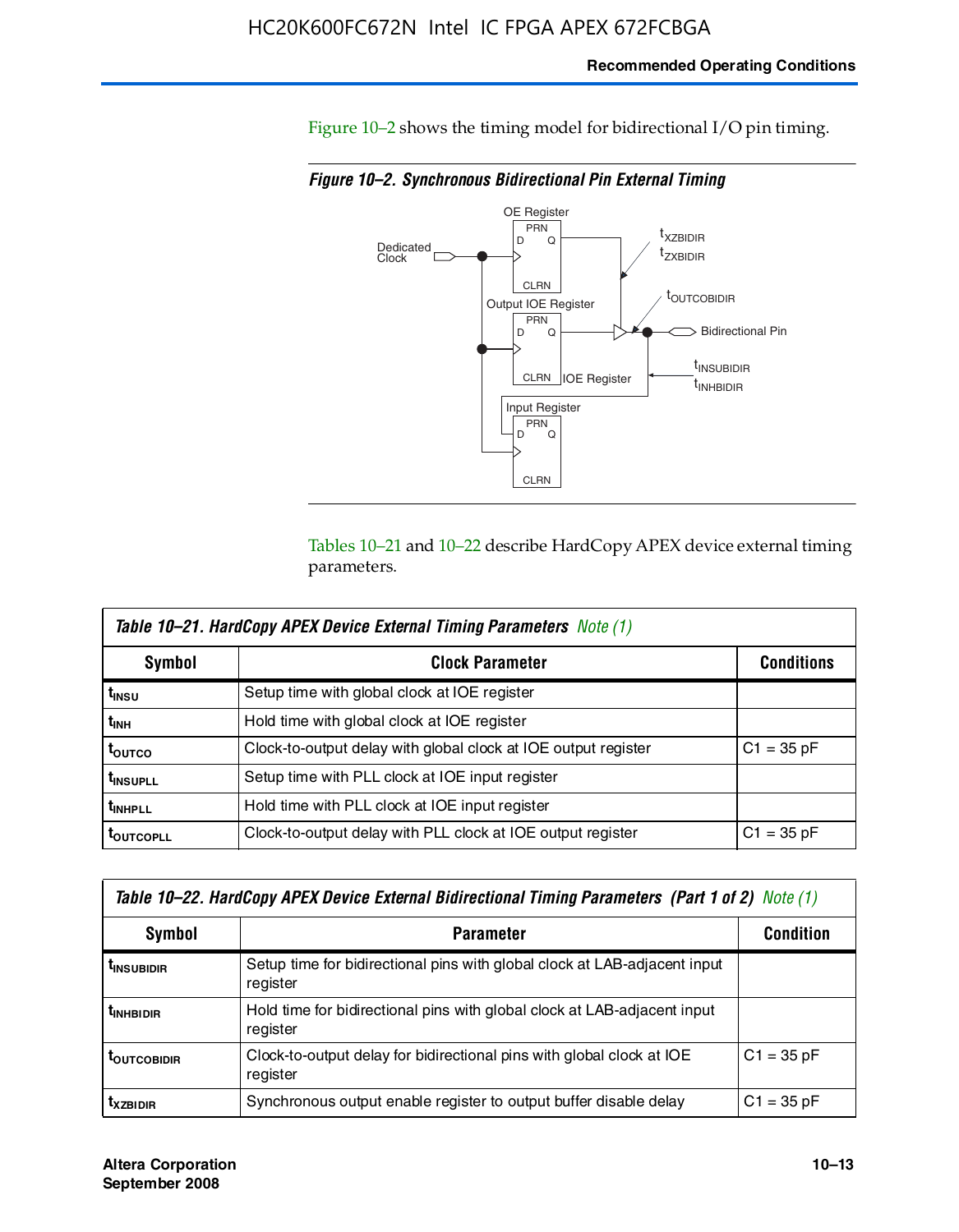Figure 10–2 shows the timing model for bidirectional I/O pin timing.

***Figure 10–2. Synchronous Bidirectional Pin External Timing***

Tables 10–21 and 10–22 describe HardCopy APEX device external timing parameters.

| *Table 10–21. HardCopy APEX Device External Timing Parameters Note (1)* | | |
|---|---|---|
| **Symbol** | **Clock Parameter** | **Conditions** |
| $t_{INSU}$ | Setup time with global clock at IOE register | |
| $t_{INH}$ | Hold time with global clock at IOE register | |
| $t_{OUTCO}$ | Clock-to-output delay with global clock at IOE output register | C1 = 35 pF |
| $t_{INSUPLL}$ | Setup time with PLL clock at IOE input register | |
| $t_{INHPLL}$ | Hold time with PLL clock at IOE input register | |
| $t_{OUTCOPLL}$ | Clock-to-output delay with PLL clock at IOE output register | C1 = 35 pF |

| *Table 10–22. HardCopy APEX Device External Bidirectional Timing Parameters (Part 1 of 2) Note (1)* | | |
|---|---|---|
| **Symbol** | **Parameter** | **Condition** |
| $t_{INSUBIDIR}$ | Setup time for bidirectional pins with global clock at LAB-adjacent input register | |
| $t_{INHBIDIR}$ | Hold time for bidirectional pins with global clock at LAB-adjacent input register | |
| $t_{OUTCOBIDIR}$ | Clock-to-output delay for bidirectional pins with global clock at IOE register | C1 = 35 pF |
| $t_{XZBIDIR}$ | Synchronous output enable register to output buffer disable delay | C1 = 35 pF |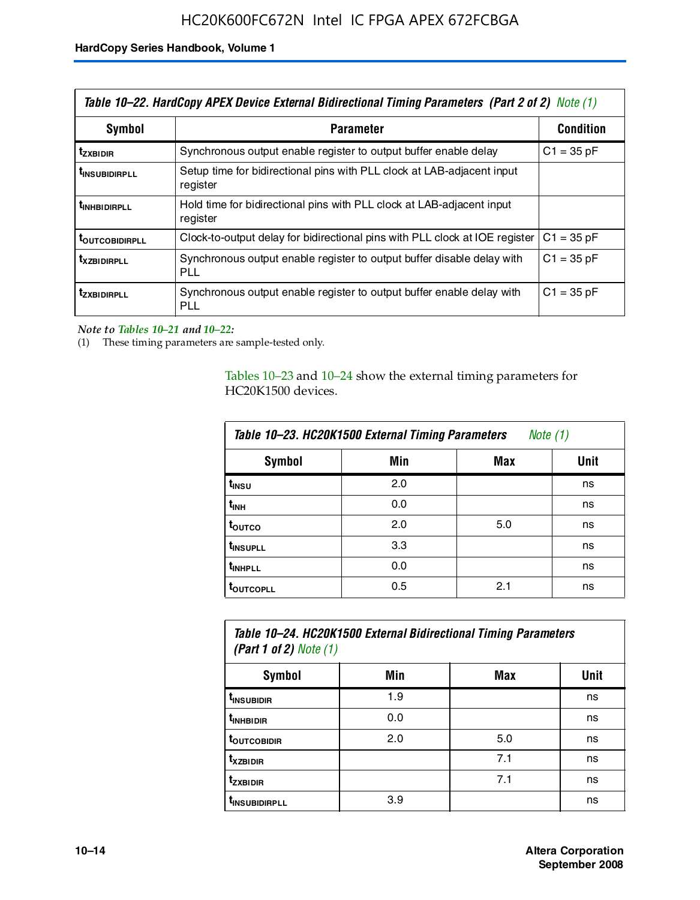**Table 10–22. HardCopy APEX Device External Bidirectional Timing Parameters (Part 2 of 2) Note (1)**

| Symbol | Parameter | Condition |
|---|---|---|
| $t_{ZXBIDIR}$ | Synchronous output enable register to output buffer enable delay | C1 = 35 pF |
| $t_{INSUBIDIRPLL}$ | Setup time for bidirectional pins with PLL clock at LAB-adjacent input register | |
| $t_{INHBIDIRPLL}$ | Hold time for bidirectional pins with PLL clock at LAB-adjacent input register | |
| $t_{OUTCOBIDIRPLL}$ | Clock-to-output delay for bidirectional pins with PLL clock at IOE register | C1 = 35 pF |
| $t_{XZBIDIRPLL}$ | Synchronous output enable register to output buffer disable delay with PLL | C1 = 35 pF |
| $t_{ZXBIDIRPLL}$ | Synchronous output enable register to output buffer enable delay with PLL | C1 = 35 pF |

*Note to Tables 10–21 and 10–22:*

(1) These timing parameters are sample-tested only.

Tables 10–23 and 10–24 show the external timing parameters for HC20K1500 devices.

**Table 10–23. HC20K1500 External Timing Parameters Note (1)**

| Symbol | Min | Max | Unit |
|---|---|---|---|
| $t_{INSU}$ | 2.0 | | ns |
| $t_{INH}$ | 0.0 | | ns |
| $t_{OUTCO}$ | 2.0 | 5.0 | ns |
| $t_{INSUPLL}$ | 3.3 | | ns |
| $t_{INHPLL}$ | 0.0 | | ns |
| $t_{OUTCOPLL}$ | 0.5 | 2.1 | ns |

**Table 10–24. HC20K1500 External Bidirectional Timing Parameters (Part 1 of 2) Note (1)**

| Symbol | Min | Max | Unit |
|---|---|---|---|
| $t_{INSUBIDIR}$ | 1.9 | | ns |
| $t_{INHBIDIR}$ | 0.0 | | ns |
| $t_{OUTCOBIDIR}$ | 2.0 | 5.0 | ns |
| $t_{XZBIDIR}$ | | 7.1 | ns |
| $t_{ZXBIDIR}$ | | 7.1 | ns |
| $t_{INSUBIDIRPLL}$ | 3.9 | | ns |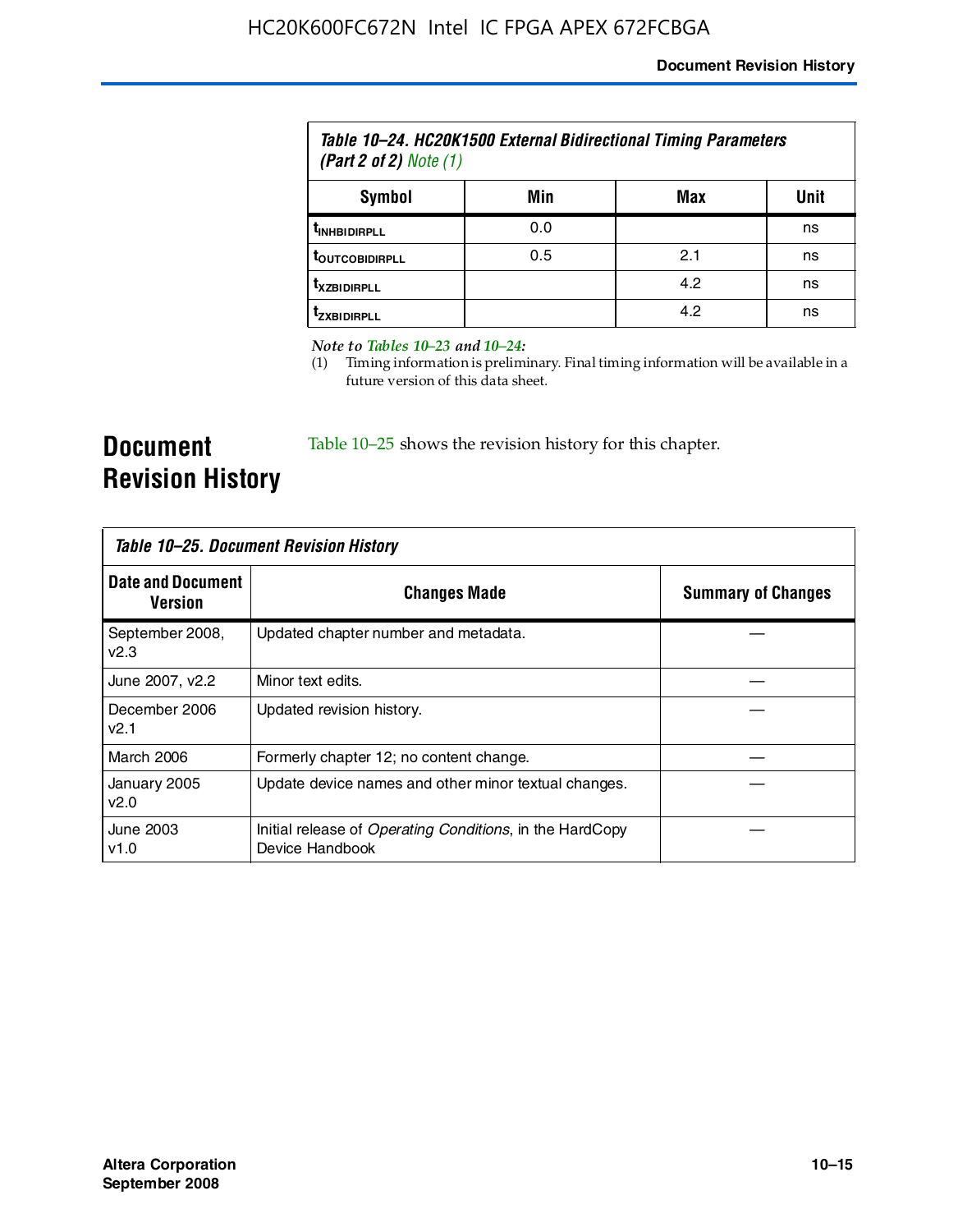| Table 10–24. HC20K1500 External Bidirectional Timing Parameters (Part 2 of 2) Note (1) | | | |
|---|---|---|---|
| Symbol | Min | Max | Unit |
| $t_{INHBIDIRPLL}$ | 0.0 | | ns |
| $t_{OUTCOBIDIRPLL}$ | 0.5 | 2.1 | ns |
| $t_{XZBIDIRPLL}$ | | 4.2 | ns |
| $t_{ZXBIDIRPLL}$ | | 4.2 | ns |

*Note to Tables 10–23 and 10–24:*

(1) Timing information is preliminary. Final timing information will be available in a future version of this data sheet.

## Document Revision History

Table 10–25 shows the revision history for this chapter.

| Table 10–25. Document Revision History | | |
|---|---|---|
| Date and Document Version | Changes Made | Summary of Changes |
| September 2008, v2.3 | Updated chapter number and metadata. | — |
| June 2007, v2.2 | Minor text edits. | — |
| December 2006 v2.1 | Updated revision history. | — |
| March 2006 | Formerly chapter 12; no content change. | — |
| January 2005 v2.0 | Update device names and other minor textual changes. | — |
| June 2003 v1.0 | Initial release of *Operating Conditions*, in the HardCopy Device Handbook | — |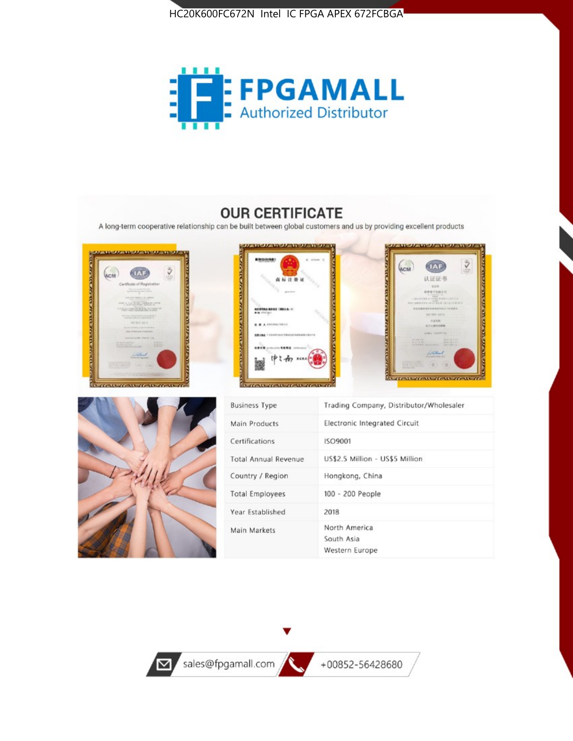FPGAMALL
Authorized Distributor

## OUR CERTIFICATE

A long-term cooperative relationship can be built between global customers and us by providing excellent products

| | |
|---|---|
| Business Type | Trading Company, Distributor/Wholesaler |
| Main Products | Electronic Integrated Circuit |
| Certifications | ISO9001 |
| Total Annual Revenue | US$2.5 Million - US$5 Million |
| Country / Region | Hongkong, China |
| Total Employees | 100 - 200 People |
| Year Established | 2018 |
| Main Markets | North America<br>South Asia<br>Western Europe |

sales@fpgamall.com

+00852-56428680